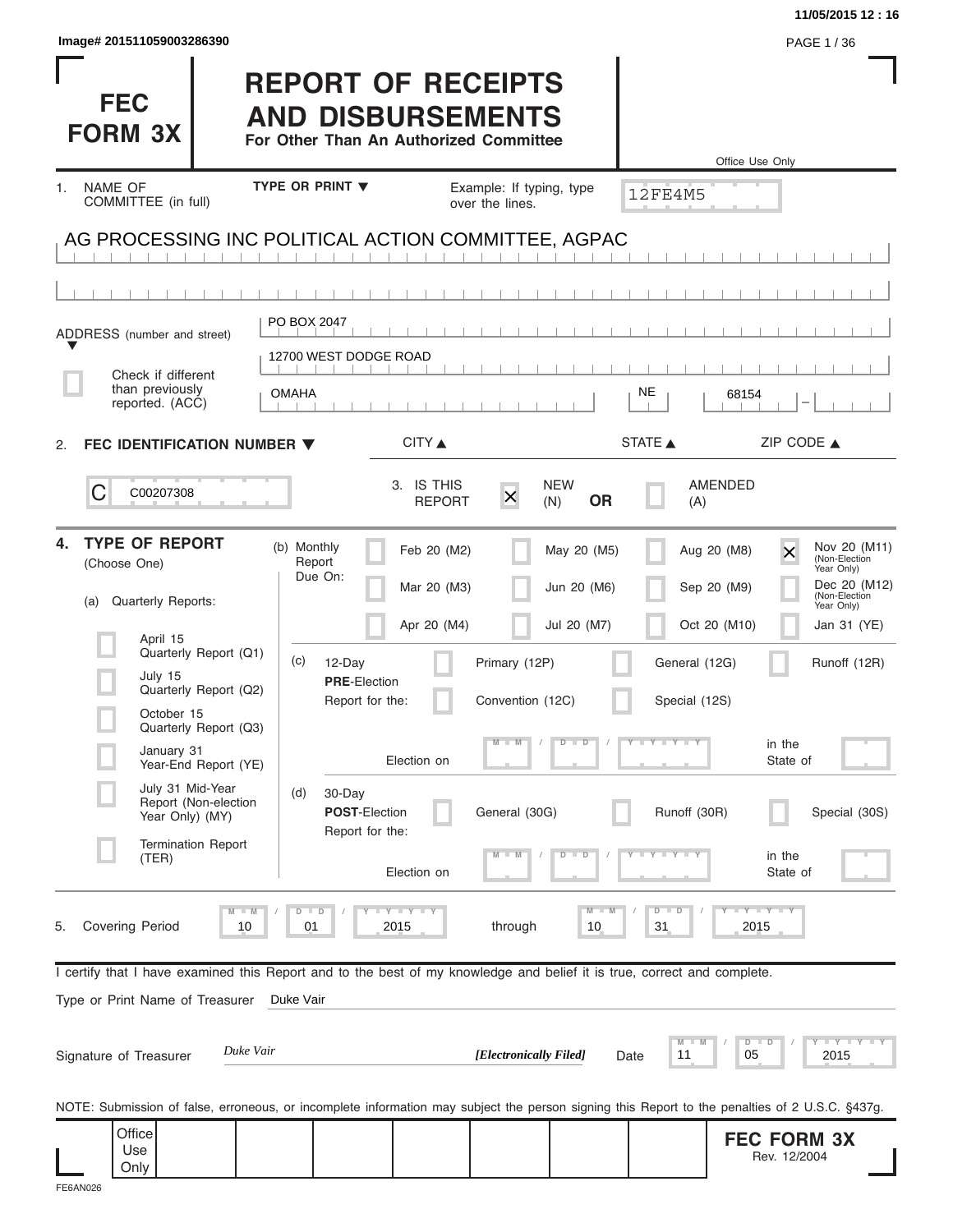11/05/2015 12 : 16

Image# 201511059003286390

# FEC FORM 3X

# REPORT OF RECEIPTS AND DISBURSEMENTS

**For Other Than An Authorized Committee**

Office Use Only

12FE4M5

1. NAME OF COMMITTEE (in full) — TYPE OR PRINT ▼ — Example: If typing, type over the lines.

AG PROCESSING INC POLITICAL ACTION COMMITTEE, AGPAC

ADDRESS (number and street) ▼

PO BOX 2047

12700 WEST DODGE ROAD

☐ Check if different than previously reported. (ACC)

| CITY ▲ | STATE ▲ | ZIP CODE ▲ |
|---|---|---|
| OMAHA | NE | 68154 – |

2. **FEC IDENTIFICATION NUMBER ▼**

C00207308

3. IS THIS REPORT ☒ NEW (N) **OR** ☐ AMENDED (A)

4. **TYPE OF REPORT** (Choose One)

(a) Quarterly Reports:

- ☐ April 15 Quarterly Report (Q1)
- ☐ July 15 Quarterly Report (Q2)
- ☐ October 15 Quarterly Report (Q3)
- ☐ January 31 Year-End Report (YE)
- ☐ July 31 Mid-Year Report (Non-election Year Only) (MY)
- ☐ Termination Report (TER)

(b) Monthly Report Due On:

- ☐ Feb 20 (M2)
- ☐ Mar 20 (M3)
- ☐ Apr 20 (M4)
- ☐ May 20 (M5)
- ☐ Jun 20 (M6)
- ☐ Jul 20 (M7)
- ☐ Aug 20 (M8)
- ☐ Sep 20 (M9)
- ☐ Oct 20 (M10)
- ☒ Nov 20 (M11) (Non-Election Year Only)
- ☐ Dec 20 (M12) (Non-Election Year Only)
- ☐ Jan 31 (YE)

(c) 12-Day **PRE**-Election Report for the:

- ☐ Primary (12P)
- ☐ General (12G)
- ☐ Runoff (12R)
- ☐ Convention (12C)
- ☐ Special (12S)

Election on MM / DD / YYYY in the State of

(d) 30-Day **POST**-Election Report for the:

- ☐ General (30G)
- ☐ Runoff (30R)
- ☐ Special (30S)

Election on MM / DD / YYYY in the State of

5. Covering Period 10 / 01 / 2015 through 10 / 31 / 2015

I certify that I have examined this Report and to the best of my knowledge and belief it is true, correct and complete.

Type or Print Name of Treasurer: Duke Vair

Signature of Treasurer: *Duke Vair* — ***[Electronically Filed]*** — Date 11 / 05 / 2015

NOTE: Submission of false, erroneous, or incomplete information may subject the person signing this Report to the penalties of 2 U.S.C. §437g.

Office Use Only

**FEC FORM 3X**
Rev. 12/2004

FE6AN026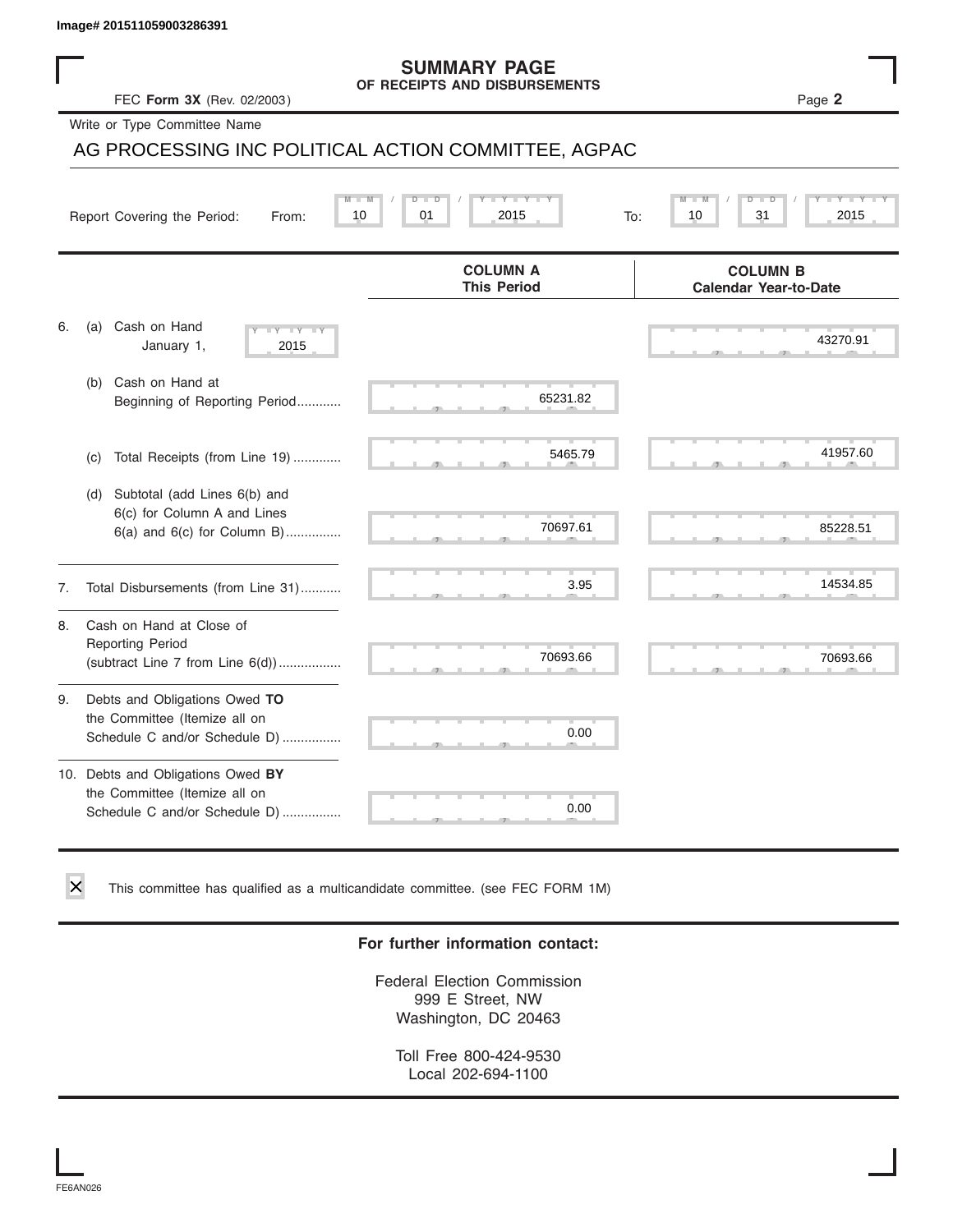Image# 201511059003286391

# SUMMARY PAGE
## OF RECEIPTS AND DISBURSEMENTS

FEC **Form 3X** (Rev. 02/2003)

Write or Type Committee Name

AG PROCESSING INC POLITICAL ACTION COMMITTEE, AGPAC

Report Covering the Period: From: 10 / 01 / 2015 To: 10 / 31 / 2015

| | COLUMN A This Period | COLUMN B Calendar Year-to-Date |
|---|---|---|
| 6. (a) Cash on Hand January 1, 2015 | | 43270.91 |
| (b) Cash on Hand at Beginning of Reporting Period............ | 65231.82 | |
| (c) Total Receipts (from Line 19) ............. | 5465.79 | 41957.60 |
| (d) Subtotal (add Lines 6(b) and 6(c) for Column A and Lines 6(a) and 6(c) for Column B)............... | 70697.61 | 85228.51 |
| 7. Total Disbursements (from Line 31)........... | 3.95 | 14534.85 |
| 8. Cash on Hand at Close of Reporting Period (subtract Line 7 from Line 6(d)).................. | 70693.66 | 70693.66 |
| 9. Debts and Obligations Owed **TO** the Committee (Itemize all on Schedule C and/or Schedule D) ................ | 0.00 | |
| 10. Debts and Obligations Owed **BY** the Committee (Itemize all on Schedule C and/or Schedule D) ................ | 0.00 | |

☒ This committee has qualified as a multicandidate committee. (see FEC FORM 1M)

**For further information contact:**

Federal Election Commission
999 E Street, NW
Washington, DC 20463

Toll Free 800-424-9530
Local 202-694-1100

FE6AN026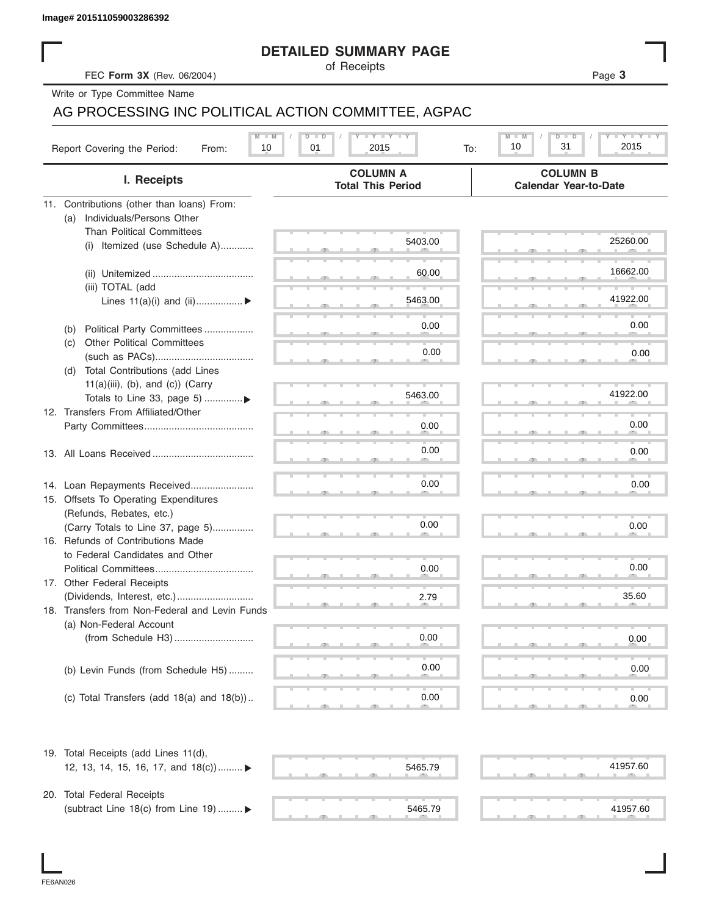Image# 201511059003286392

# DETAILED SUMMARY PAGE

of Receipts

FEC **Form 3X** (Rev. 06/2004)

Write or Type Committee Name

AG PROCESSING INC POLITICAL ACTION COMMITTEE, AGPAC

Report Covering the Period: From: 10 / 01 / 2015 To: 10 / 31 / 2015

| I. Receipts | COLUMN A Total This Period | COLUMN B Calendar Year-to-Date |
|---|---|---|
| 11. Contributions (other than loans) From: | | |
| (a) Individuals/Persons Other Than Political Committees | | |
| (i) Itemized (use Schedule A)............ | 5403.00 | 25260.00 |
| (ii) Unitemized .................................... | 60.00 | 16662.00 |
| (iii) TOTAL (add Lines 11(a)(i) and (ii)................▶ | 5463.00 | 41922.00 |
| (b) Political Party Committees .................. | 0.00 | 0.00 |
| (c) Other Political Committees (such as PACs).................................... | 0.00 | 0.00 |
| (d) Total Contributions (add Lines 11(a)(iii), (b), and (c)) (Carry Totals to Line 33, page 5) .............▶ | 5463.00 | 41922.00 |
| 12. Transfers From Affiliated/Other Party Committees....................................... | 0.00 | 0.00 |
| 13. All Loans Received .................................... | 0.00 | 0.00 |
| 14. Loan Repayments Received....................... | 0.00 | 0.00 |
| 15. Offsets To Operating Expenditures (Refunds, Rebates, etc.) (Carry Totals to Line 37, page 5)............... | 0.00 | 0.00 |
| 16. Refunds of Contributions Made to Federal Candidates and Other Political Committees.................................... | 0.00 | 0.00 |
| 17. Other Federal Receipts (Dividends, Interest, etc.)............................ | 2.79 | 35.60 |
| 18. Transfers from Non-Federal and Levin Funds | | |
| (a) Non-Federal Account (from Schedule H3)............................. | 0.00 | 0.00 |
| (b) Levin Funds (from Schedule H5) ......... | 0.00 | 0.00 |
| (c) Total Transfers (add 18(a) and 18(b)).. | 0.00 | 0.00 |
| 19. Total Receipts (add Lines 11(d), 12, 13, 14, 15, 16, 17, and 18(c))......... ▶ | 5465.79 | 41957.60 |
| 20. Total Federal Receipts (subtract Line 18(c) from Line 19) ......... ▶ | 5465.79 | 41957.60 |

FE6AN026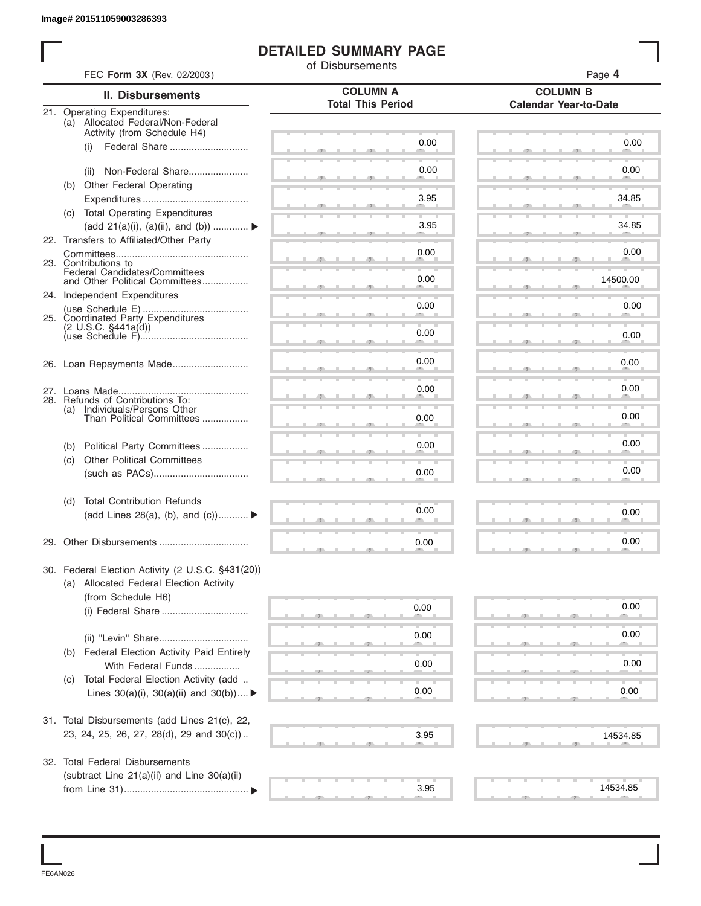Image# 201511059003286393

# DETAILED SUMMARY PAGE

of Disbursements

FEC **Form 3X** (Rev. 02/2003)

| II. Disbursements | COLUMN A Total This Period | COLUMN B Calendar Year-to-Date |
|---|---|---|
| 21. Operating Expenditures: (a) Allocated Federal/Non-Federal Activity (from Schedule H4) (i) Federal Share | 0.00 | 0.00 |
| (ii) Non-Federal Share | 0.00 | 0.00 |
| (b) Other Federal Operating Expenditures | 3.95 | 34.85 |
| (c) Total Operating Expenditures (add 21(a)(i), (a)(ii), and (b)) ▶ | 3.95 | 34.85 |
| 22. Transfers to Affiliated/Other Party Committees | 0.00 | 0.00 |
| 23. Contributions to Federal Candidates/Committees and Other Political Committees | 0.00 | 14500.00 |
| 24. Independent Expenditures (use Schedule E) | 0.00 | 0.00 |
| 25. Coordinated Party Expenditures (2 U.S.C. §441a(d)) (use Schedule F) | 0.00 | 0.00 |
| 26. Loan Repayments Made | 0.00 | 0.00 |
| 27. Loans Made | 0.00 | 0.00 |
| 28. Refunds of Contributions To: (a) Individuals/Persons Other Than Political Committees | 0.00 | 0.00 |
| (b) Political Party Committees | 0.00 | 0.00 |
| (c) Other Political Committees (such as PACs) | 0.00 | 0.00 |
| (d) Total Contribution Refunds (add Lines 28(a), (b), and (c)) ▶ | 0.00 | 0.00 |
| 29. Other Disbursements | 0.00 | 0.00 |
| 30. Federal Election Activity (2 U.S.C. §431(20)) (a) Allocated Federal Election Activity (from Schedule H6) (i) Federal Share | 0.00 | 0.00 |
| (ii) "Levin" Share | 0.00 | 0.00 |
| (b) Federal Election Activity Paid Entirely With Federal Funds | 0.00 | 0.00 |
| (c) Total Federal Election Activity (add Lines 30(a)(i), 30(a)(ii) and 30(b)) ▶ | 0.00 | 0.00 |
| 31. Total Disbursements (add Lines 21(c), 22, 23, 24, 25, 26, 27, 28(d), 29 and 30(c)) | 3.95 | 14534.85 |
| 32. Total Federal Disbursements (subtract Line 21(a)(ii) and Line 30(a)(ii) from Line 31) ▶ | 3.95 | 14534.85 |

FE6AN026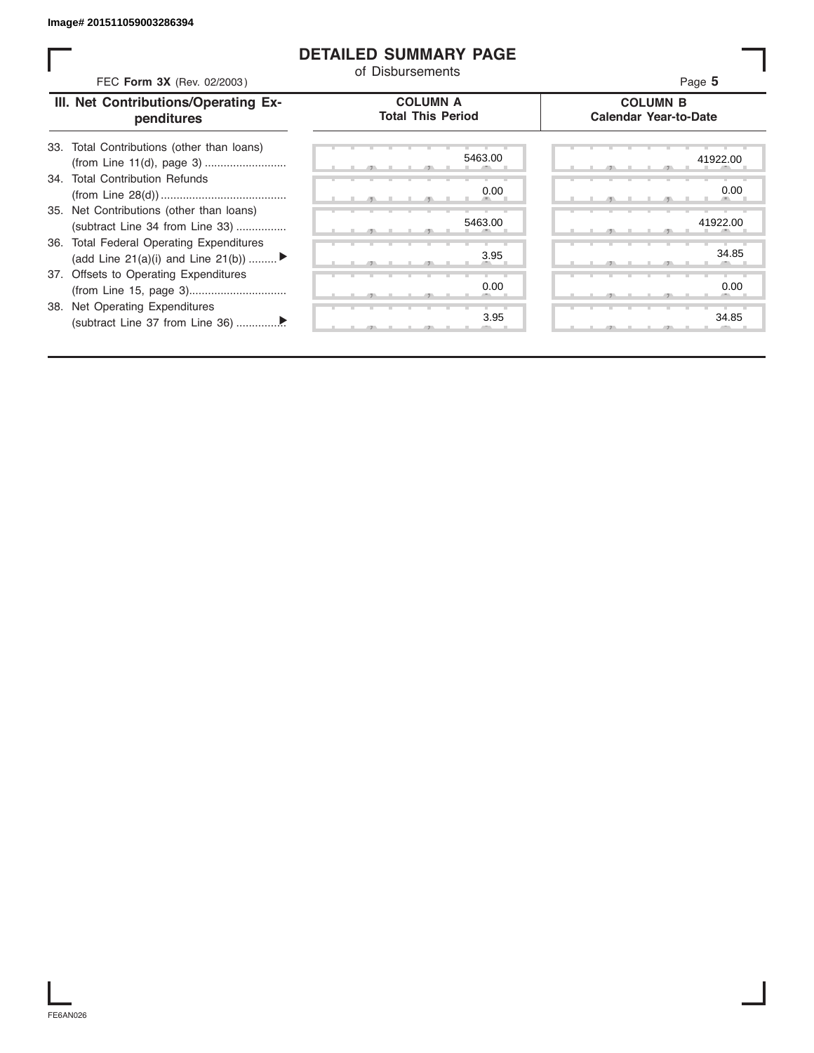Image# 201511059003286394

# DETAILED SUMMARY PAGE

of Disbursements

FEC **Form 3X** (Rev. 02/2003)

| III. Net Contributions/Operating Expenditures | COLUMN A Total This Period | COLUMN B Calendar Year-to-Date |
|---|---|---|
| 33. Total Contributions (other than loans) (from Line 11(d), page 3) | 5463.00 | 41922.00 |
| 34. Total Contribution Refunds (from Line 28(d)) | 0.00 | 0.00 |
| 35. Net Contributions (other than loans) (subtract Line 34 from Line 33) | 5463.00 | 41922.00 |
| 36. Total Federal Operating Expenditures (add Line 21(a)(i) and Line 21(b)) ▶ | 3.95 | 34.85 |
| 37. Offsets to Operating Expenditures (from Line 15, page 3) | 0.00 | 0.00 |
| 38. Net Operating Expenditures (subtract Line 37 from Line 36) ▶ | 3.95 | 34.85 |

FE6AN026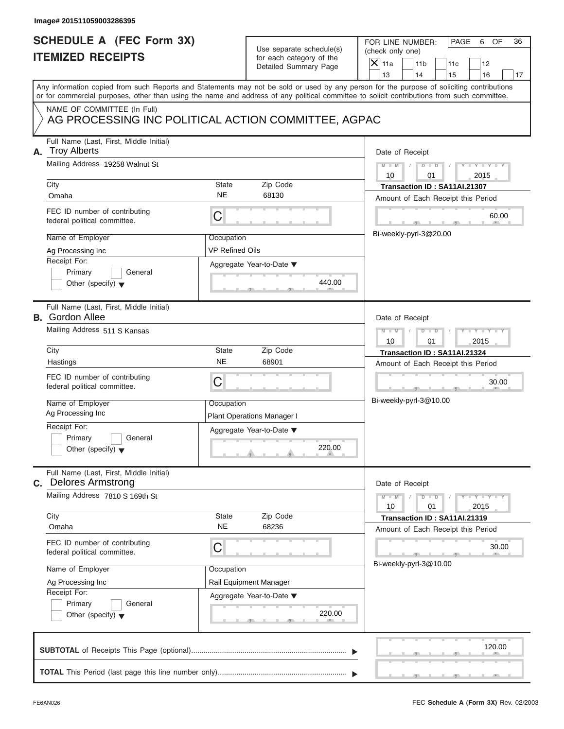Image# 201511059003286395

# SCHEDULE A (FEC Form 3X)
# ITEMIZED RECEIPTS

Use separate schedule(s) for each category of the Detailed Summary Page

FOR LINE NUMBER: (check only one)

- [X] 11a
- [ ] 11b
- [ ] 11c
- [ ] 12
- [ ] 13
- [ ] 14
- [ ] 15
- [ ] 16
- [ ] 17

Any information copied from such Reports and Statements may not be sold or used by any person for the purpose of soliciting contributions or for commercial purposes, other than using the name and address of any political committee to solicit contributions from such committee.

NAME OF COMMITTEE (In Full)
AG PROCESSING INC POLITICAL ACTION COMMITTEE, AGPAC

---

**A.** Full Name (Last, First, Middle Initial): Troy Alberts

Mailing Address: 19258 Walnut St

City: Omaha | State: NE | Zip Code: 68130

FEC ID number of contributing federal political committee: C

Name of Employer: Ag Processing Inc

Occupation: VP Refined Oils

Receipt For: [ ] Primary [ ] General [ ] Other (specify)

Aggregate Year-to-Date: 440.00

Date of Receipt: 10 / 01 / 2015

Transaction ID : SA11AI.21307

Amount of Each Receipt this Period: 60.00

Bi-weekly-pyrl-3@20.00

---

**B.** Full Name (Last, First, Middle Initial): Gordon Allee

Mailing Address: 511 S Kansas

City: Hastings | State: NE | Zip Code: 68901

FEC ID number of contributing federal political committee: C

Name of Employer: Ag Processing Inc

Occupation: Plant Operations Manager I

Receipt For: [ ] Primary [ ] General [ ] Other (specify)

Aggregate Year-to-Date: 220.00

Date of Receipt: 10 / 01 / 2015

Transaction ID : SA11AI.21324

Amount of Each Receipt this Period: 30.00

Bi-weekly-pyrl-3@10.00

---

**C.** Full Name (Last, First, Middle Initial): Delores Armstrong

Mailing Address: 7810 S 169th St

City: Omaha | State: NE | Zip Code: 68236

FEC ID number of contributing federal political committee: C

Name of Employer: Ag Processing Inc

Occupation: Rail Equipment Manager

Receipt For: [ ] Primary [ ] General [ ] Other (specify)

Aggregate Year-to-Date: 220.00

Date of Receipt: 10 / 01 / 2015

Transaction ID : SA11AI.21319

Amount of Each Receipt this Period: 30.00

Bi-weekly-pyrl-3@10.00

---

**SUBTOTAL** of Receipts This Page (optional): 120.00

**TOTAL** This Period (last page this line number only):

FE6AN026

FEC Schedule A (Form 3X) Rev. 02/2003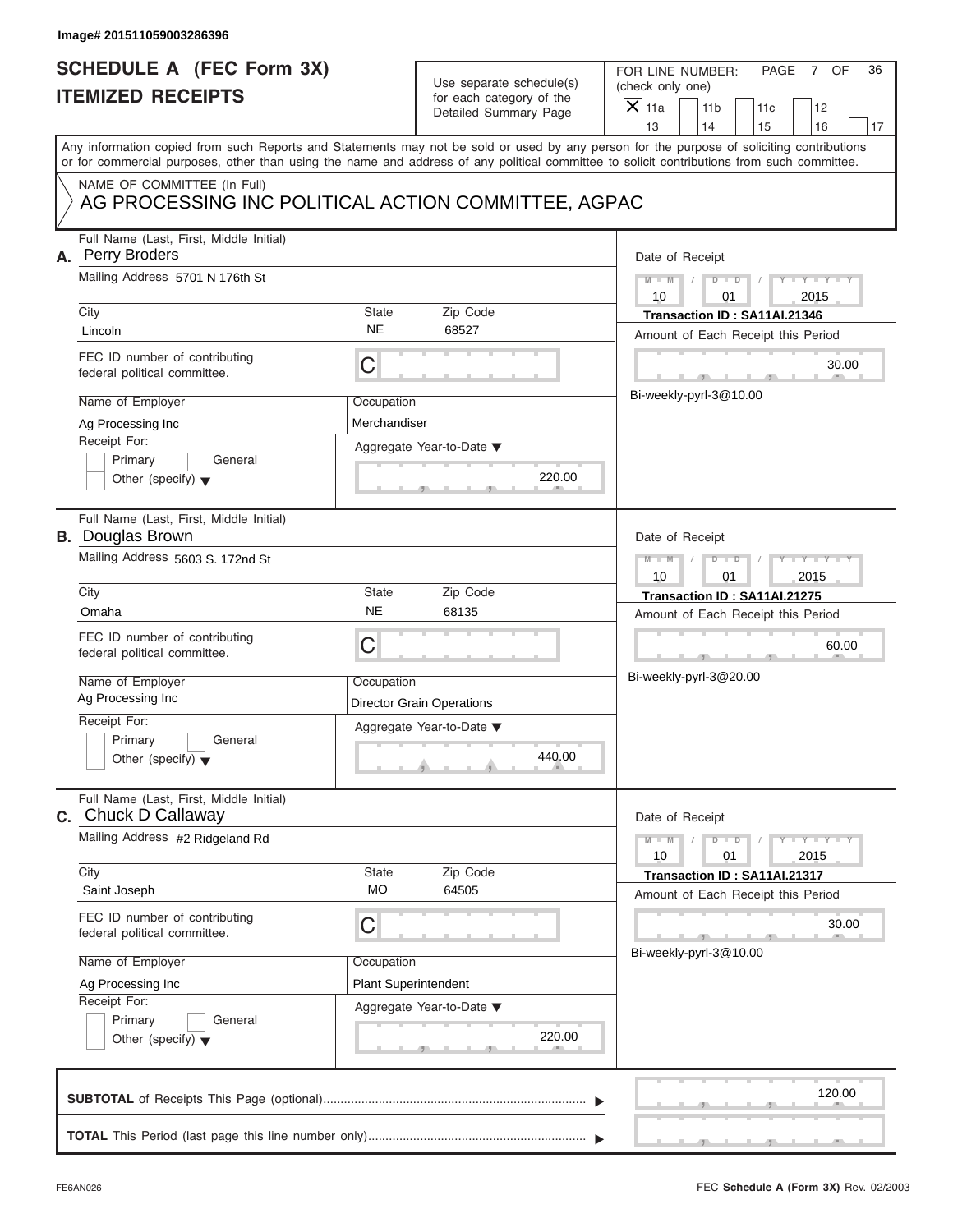Image# 201511059003286396

# SCHEDULE A (FEC Form 3X)
# ITEMIZED RECEIPTS

Use separate schedule(s) for each category of the Detailed Summary Page

FOR LINE NUMBER: (check only one)

- [x] 11a
- [ ] 11b
- [ ] 11c
- [ ] 12
- [ ] 13
- [ ] 14
- [ ] 15
- [ ] 16
- [ ] 17

Any information copied from such Reports and Statements may not be sold or used by any person for the purpose of soliciting contributions or for commercial purposes, other than using the name and address of any political committee to solicit contributions from such committee.

NAME OF COMMITTEE (In Full)
AG PROCESSING INC POLITICAL ACTION COMMITTEE, AGPAC

---

**A.** Full Name (Last, First, Middle Initial): Perry Broders

Mailing Address: 5701 N 176th St

City: Lincoln | State: NE | Zip Code: 68527

FEC ID number of contributing federal political committee: C

Name of Employer: Ag Processing Inc

Occupation: Merchandiser

Receipt For: Primary / General / Other (specify)

Aggregate Year-to-Date: 220.00

Date of Receipt: 10 / 01 / 2015

Transaction ID : SA11AI.21346

Amount of Each Receipt this Period: 30.00

Bi-weekly-pyrl-3@10.00

---

**B.** Full Name (Last, First, Middle Initial): Douglas Brown

Mailing Address: 5603 S. 172nd St

City: Omaha | State: NE | Zip Code: 68135

FEC ID number of contributing federal political committee: C

Name of Employer: Ag Processing Inc

Occupation: Director Grain Operations

Receipt For: Primary / General / Other (specify)

Aggregate Year-to-Date: 440.00

Date of Receipt: 10 / 01 / 2015

Transaction ID : SA11AI.21275

Amount of Each Receipt this Period: 60.00

Bi-weekly-pyrl-3@20.00

---

**C.** Full Name (Last, First, Middle Initial): Chuck D Callaway

Mailing Address: #2 Ridgeland Rd

City: Saint Joseph | State: MO | Zip Code: 64505

FEC ID number of contributing federal political committee: C

Name of Employer: Ag Processing Inc

Occupation: Plant Superintendent

Receipt For: Primary / General / Other (specify)

Aggregate Year-to-Date: 220.00

Date of Receipt: 10 / 01 / 2015

Transaction ID : SA11AI.21317

Amount of Each Receipt this Period: 30.00

Bi-weekly-pyrl-3@10.00

---

**SUBTOTAL** of Receipts This Page (optional): 120.00

**TOTAL** This Period (last page this line number only):

FE6AN026

FEC **Schedule A** (Form 3X) Rev. 02/2003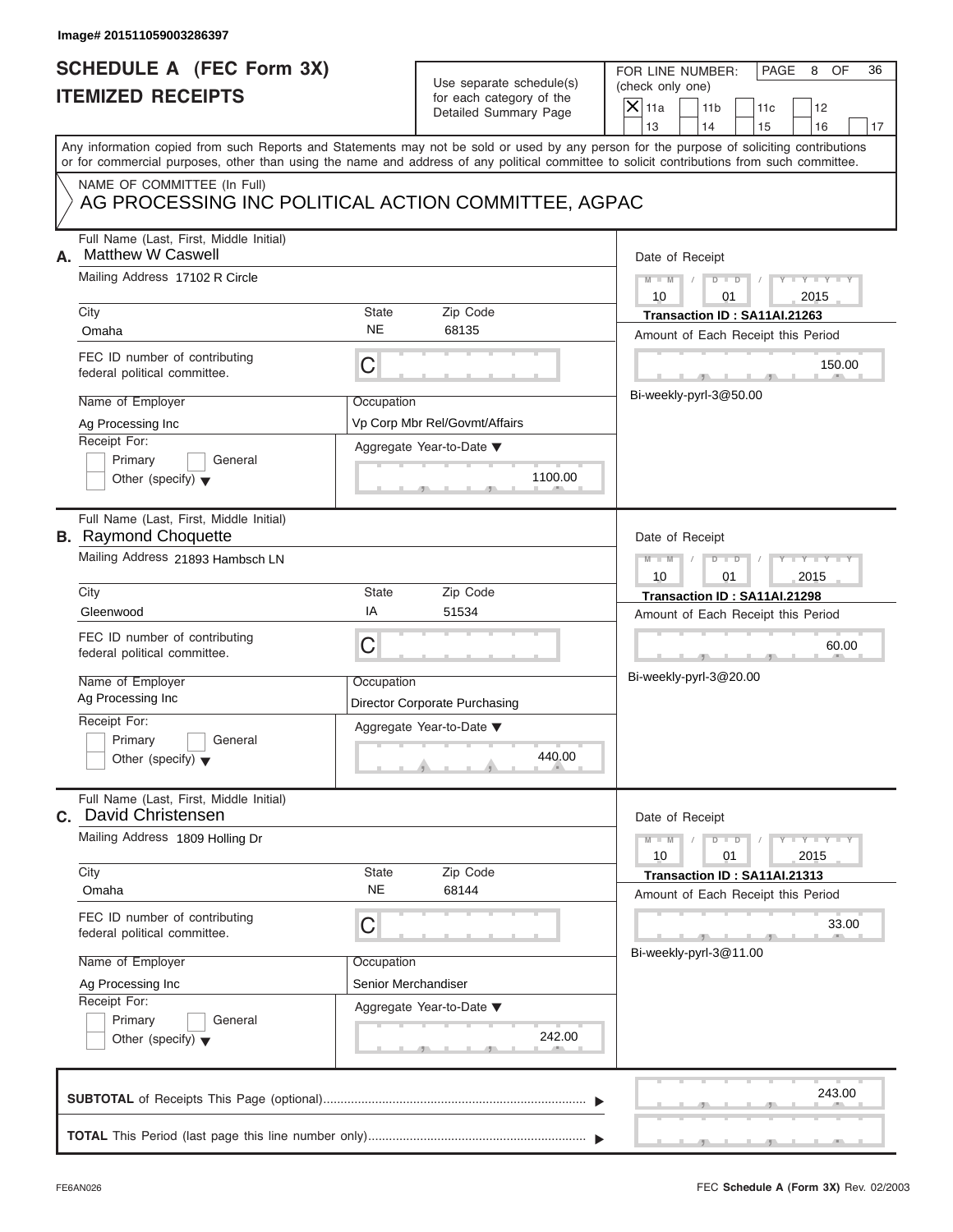Image# 201511059003286397

# SCHEDULE A (FEC Form 3X)
## ITEMIZED RECEIPTS

Use separate schedule(s) for each category of the Detailed Summary Page

FOR LINE NUMBER: (check only one)

- [X] 11a
- [ ] 11b
- [ ] 11c
- [ ] 12
- [ ] 13
- [ ] 14
- [ ] 15
- [ ] 16
- [ ] 17

PAGE 8 OF 36

Any information copied from such Reports and Statements may not be sold or used by any person for the purpose of soliciting contributions or for commercial purposes, other than using the name and address of any political committee to solicit contributions from such committee.

NAME OF COMMITTEE (In Full)
AG PROCESSING INC POLITICAL ACTION COMMITTEE, AGPAC

---

**A.** Full Name (Last, First, Middle Initial): Matthew W Caswell

Mailing Address: 17102 R Circle

City: Omaha | State: NE | Zip Code: 68135

FEC ID number of contributing federal political committee: C

Name of Employer: Ag Processing Inc

Occupation: Vp Corp Mbr Rel/Govmt/Affairs

Receipt For: Primary / General / Other (specify)

Aggregate Year-to-Date: 1100.00

Date of Receipt: 10 / 01 / 2015

Transaction ID : SA11AI.21263

Amount of Each Receipt this Period: 150.00

Bi-weekly-pyrl-3@50.00

---

**B.** Full Name (Last, First, Middle Initial): Raymond Choquette

Mailing Address: 21893 Hambsch LN

City: Gleenwood | State: IA | Zip Code: 51534

FEC ID number of contributing federal political committee: C

Name of Employer: Ag Processing Inc

Occupation: Director Corporate Purchasing

Receipt For: Primary / General / Other (specify)

Aggregate Year-to-Date: 440.00

Date of Receipt: 10 / 01 / 2015

Transaction ID : SA11AI.21298

Amount of Each Receipt this Period: 60.00

Bi-weekly-pyrl-3@20.00

---

**C.** Full Name (Last, First, Middle Initial): David Christensen

Mailing Address: 1809 Holling Dr

City: Omaha | State: NE | Zip Code: 68144

FEC ID number of contributing federal political committee: C

Name of Employer: Ag Processing Inc

Occupation: Senior Merchandiser

Receipt For: Primary / General / Other (specify)

Aggregate Year-to-Date: 242.00

Date of Receipt: 10 / 01 / 2015

Transaction ID : SA11AI.21313

Amount of Each Receipt this Period: 33.00

Bi-weekly-pyrl-3@11.00

---

**SUBTOTAL** of Receipts This Page (optional): 243.00

**TOTAL** This Period (last page this line number only):

FE6AN026 — FEC **Schedule A** (Form 3X) Rev. 02/2003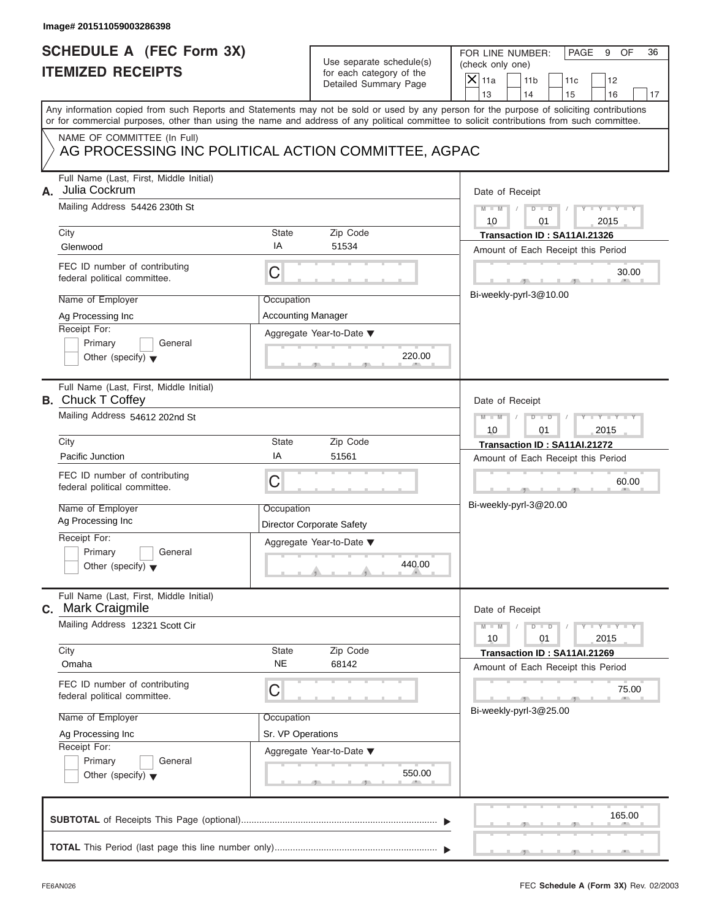Image# 201511059003286398

# SCHEDULE A (FEC Form 3X)
# ITEMIZED RECEIPTS

Use separate schedule(s) for each category of the Detailed Summary Page

FOR LINE NUMBER: (check only one)

- [X] 11a
- [ ] 11b
- [ ] 11c
- [ ] 12
- [ ] 13
- [ ] 14
- [ ] 15
- [ ] 16
- [ ] 17

Any information copied from such Reports and Statements may not be sold or used by any person for the purpose of soliciting contributions or for commercial purposes, other than using the name and address of any political committee to solicit contributions from such committee.

NAME OF COMMITTEE (In Full)
AG PROCESSING INC POLITICAL ACTION COMMITTEE, AGPAC

---

**A.** Full Name (Last, First, Middle Initial): Julia Cockrum

Mailing Address: 54426 230th St

City: Glenwood | State: IA | Zip Code: 51534

FEC ID number of contributing federal political committee: C

Name of Employer: Ag Processing Inc

Occupation: Accounting Manager

Receipt For: Primary / General / Other (specify)

Aggregate Year-to-Date: 220.00

Date of Receipt: 10 / 01 / 2015

Transaction ID : SA11AI.21326

Amount of Each Receipt this Period: 30.00

Bi-weekly-pyrl-3@10.00

---

**B.** Full Name (Last, First, Middle Initial): Chuck T Coffey

Mailing Address: 54612 202nd St

City: Pacific Junction | State: IA | Zip Code: 51561

FEC ID number of contributing federal political committee: C

Name of Employer: Ag Processing Inc

Occupation: Director Corporate Safety

Receipt For: Primary / General / Other (specify)

Aggregate Year-to-Date: 440.00

Date of Receipt: 10 / 01 / 2015

Transaction ID : SA11AI.21272

Amount of Each Receipt this Period: 60.00

Bi-weekly-pyrl-3@20.00

---

**C.** Full Name (Last, First, Middle Initial): Mark Craigmile

Mailing Address: 12321 Scott Cir

City: Omaha | State: NE | Zip Code: 68142

FEC ID number of contributing federal political committee: C

Name of Employer: Ag Processing Inc

Occupation: Sr. VP Operations

Receipt For: Primary / General / Other (specify)

Aggregate Year-to-Date: 550.00

Date of Receipt: 10 / 01 / 2015

Transaction ID : SA11AI.21269

Amount of Each Receipt this Period: 75.00

Bi-weekly-pyrl-3@25.00

---

**SUBTOTAL** of Receipts This Page (optional): 165.00

**TOTAL** This Period (last page this line number only):

FE6AN026 | FEC **Schedule A** (Form 3X) Rev. 02/2003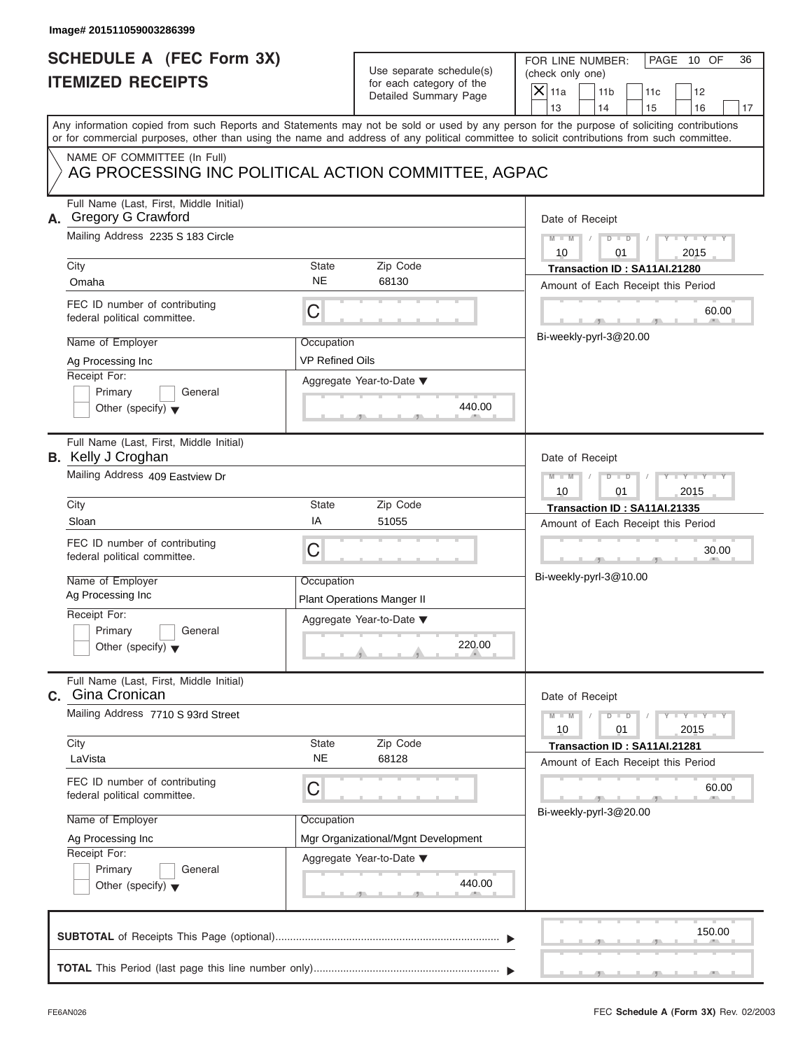Image# 201511059003286399

# SCHEDULE A (FEC Form 3X) ITEMIZED RECEIPTS

Use separate schedule(s) for each category of the Detailed Summary Page

FOR LINE NUMBER: (check only one)

- [X] 11a
- [ ] 11b
- [ ] 11c
- [ ] 12
- [ ] 13
- [ ] 14
- [ ] 15
- [ ] 16
- [ ] 17

PAGE 10 OF 36

Any information copied from such Reports and Statements may not be sold or used by any person for the purpose of soliciting contributions or for commercial purposes, other than using the name and address of any political committee to solicit contributions from such committee.

NAME OF COMMITTEE (In Full)
AG PROCESSING INC POLITICAL ACTION COMMITTEE, AGPAC

## A.

Full Name (Last, First, Middle Initial): Gregory G Crawford

Mailing Address: 2235 S 183 Circle

City: Omaha | State: NE | Zip Code: 68130

FEC ID number of contributing federal political committee: C

Name of Employer: Ag Processing Inc

Occupation: VP Refined Oils

Receipt For: Primary / General / Other (specify)

Aggregate Year-to-Date: 440.00

Date of Receipt: 10 / 01 / 2015

Transaction ID : SA11AI.21280

Amount of Each Receipt this Period: 60.00

Bi-weekly-pyrl-3@20.00

## B.

Full Name (Last, First, Middle Initial): Kelly J Croghan

Mailing Address: 409 Eastview Dr

City: Sloan | State: IA | Zip Code: 51055

FEC ID number of contributing federal political committee: C

Name of Employer: Ag Processing Inc

Occupation: Plant Operations Manger II

Receipt For: Primary / General / Other (specify)

Aggregate Year-to-Date: 220.00

Date of Receipt: 10 / 01 / 2015

Transaction ID : SA11AI.21335

Amount of Each Receipt this Period: 30.00

Bi-weekly-pyrl-3@10.00

## C.

Full Name (Last, First, Middle Initial): Gina Cronican

Mailing Address: 7710 S 93rd Street

City: LaVista | State: NE | Zip Code: 68128

FEC ID number of contributing federal political committee: C

Name of Employer: Ag Processing Inc

Occupation: Mgr Organizational/Mgnt Development

Receipt For: Primary / General / Other (specify)

Aggregate Year-to-Date: 440.00

Date of Receipt: 10 / 01 / 2015

Transaction ID : SA11AI.21281

Amount of Each Receipt this Period: 60.00

Bi-weekly-pyrl-3@20.00

---

**SUBTOTAL** of Receipts This Page (optional): 150.00

**TOTAL** This Period (last page this line number only):

FE6AN026 FEC **Schedule A** (Form 3X) Rev. 02/2003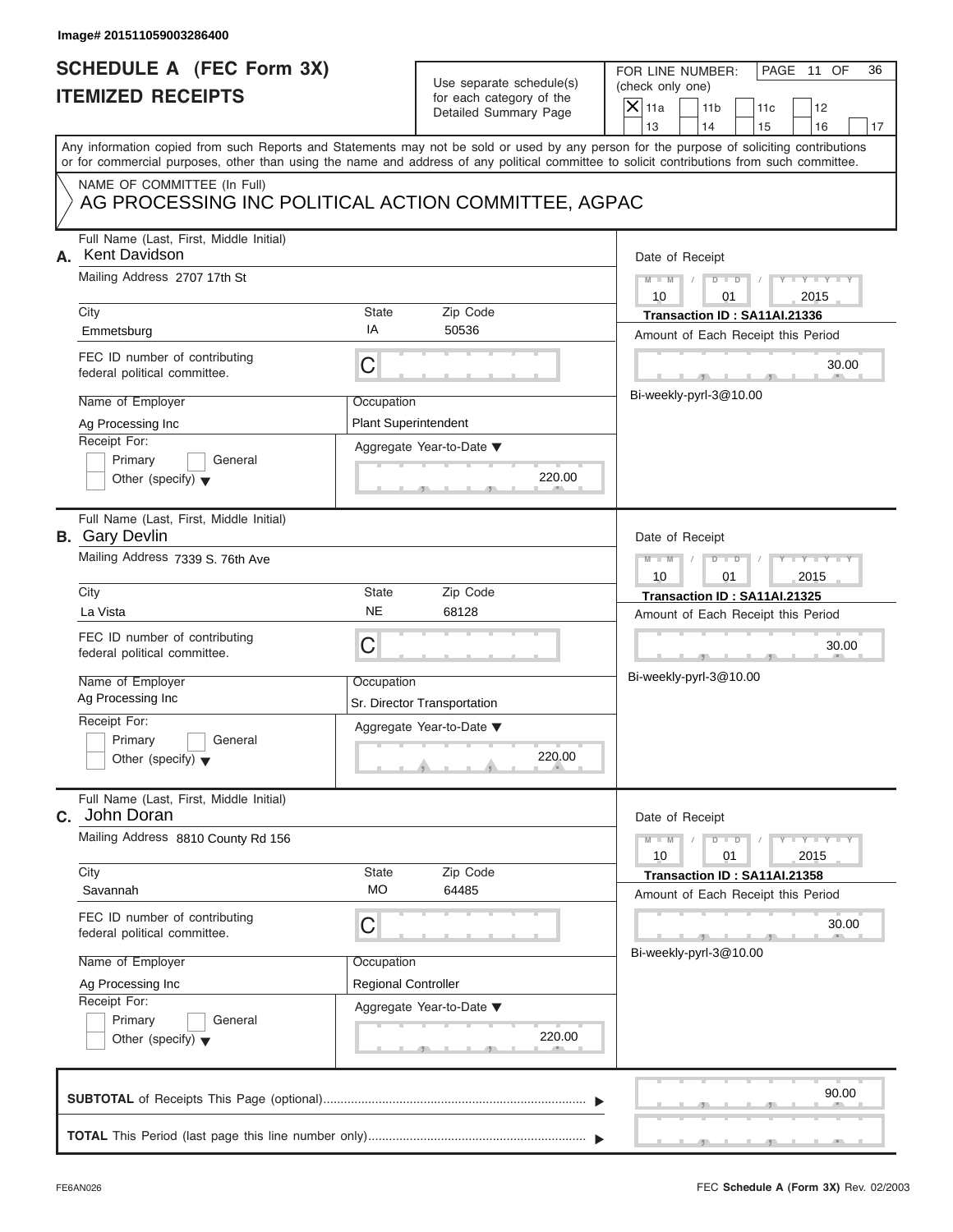Image# 201511059003286400

# SCHEDULE A (FEC Form 3X)
## ITEMIZED RECEIPTS

Use separate schedule(s) for each category of the Detailed Summary Page

FOR LINE NUMBER: (check only one)

- [X] 11a
- [ ] 11b
- [ ] 11c
- [ ] 12
- [ ] 13
- [ ] 14
- [ ] 15
- [ ] 16
- [ ] 17

PAGE 11 OF 36

Any information copied from such Reports and Statements may not be sold or used by any person for the purpose of soliciting contributions or for commercial purposes, other than using the name and address of any political committee to solicit contributions from such committee.

NAME OF COMMITTEE (In Full)
AG PROCESSING INC POLITICAL ACTION COMMITTEE, AGPAC

---

**A.** Full Name (Last, First, Middle Initial): Kent Davidson

Mailing Address: 2707 17th St

City: Emmetsburg | State: IA | Zip Code: 50536

FEC ID number of contributing federal political committee: C

Name of Employer: Ag Processing Inc

Occupation: Plant Superintendent

Receipt For: [ ] Primary [ ] General [ ] Other (specify)

Aggregate Year-to-Date: 220.00

Date of Receipt: 10 / 01 / 2015

Transaction ID : SA11AI.21336

Amount of Each Receipt this Period: 30.00

Bi-weekly-pyrl-3@10.00

---

**B.** Full Name (Last, First, Middle Initial): Gary Devlin

Mailing Address: 7339 S. 76th Ave

City: La Vista | State: NE | Zip Code: 68128

FEC ID number of contributing federal political committee: C

Name of Employer: Ag Processing Inc

Occupation: Sr. Director Transportation

Receipt For: [ ] Primary [ ] General [ ] Other (specify)

Aggregate Year-to-Date: 220.00

Date of Receipt: 10 / 01 / 2015

Transaction ID : SA11AI.21325

Amount of Each Receipt this Period: 30.00

Bi-weekly-pyrl-3@10.00

---

**C.** Full Name (Last, First, Middle Initial): John Doran

Mailing Address: 8810 County Rd 156

City: Savannah | State: MO | Zip Code: 64485

FEC ID number of contributing federal political committee: C

Name of Employer: Ag Processing Inc

Occupation: Regional Controller

Receipt For: [ ] Primary [ ] General [ ] Other (specify)

Aggregate Year-to-Date: 220.00

Date of Receipt: 10 / 01 / 2015

Transaction ID : SA11AI.21358

Amount of Each Receipt this Period: 30.00

Bi-weekly-pyrl-3@10.00

---

**SUBTOTAL** of Receipts This Page (optional): 90.00

**TOTAL** This Period (last page this line number only):

FE6AN026

FEC **Schedule A** (Form 3X) Rev. 02/2003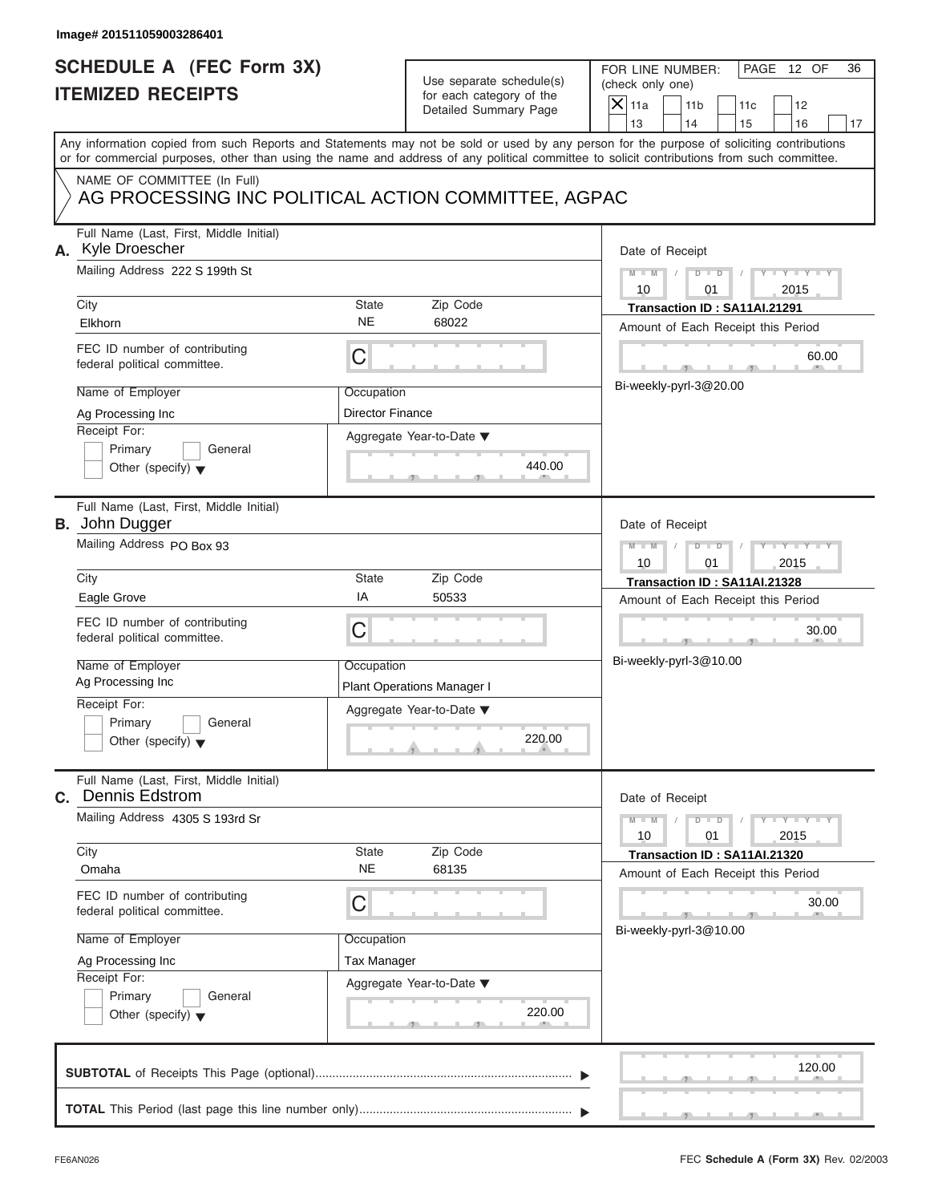Image# 201511059003286401

# SCHEDULE A (FEC Form 3X)
# ITEMIZED RECEIPTS

Use separate schedule(s) for each category of the Detailed Summary Page

FOR LINE NUMBER: (check only one)

[X] 11a [ ] 11b [ ] 11c [ ] 12 [ ] 13 [ ] 14 [ ] 15 [ ] 16 [ ] 17

PAGE 12 OF 36

Any information copied from such Reports and Statements may not be sold or used by any person for the purpose of soliciting contributions or for commercial purposes, other than using the name and address of any political committee to solicit contributions from such committee.

NAME OF COMMITTEE (In Full)
AG PROCESSING INC POLITICAL ACTION COMMITTEE, AGPAC

---

**A.** Full Name (Last, First, Middle Initial): Kyle Droescher

Mailing Address: 222 S 199th St

City: Elkhorn | State: NE | Zip Code: 68022

FEC ID number of contributing federal political committee: C

Name of Employer: Ag Processing Inc

Occupation: Director Finance

Receipt For: [ ] Primary [ ] General [ ] Other (specify)

Aggregate Year-to-Date: 440.00

Date of Receipt: 10 / 01 / 2015

Transaction ID : SA11AI.21291

Amount of Each Receipt this Period: 60.00

Bi-weekly-pyrl-3@20.00

---

**B.** Full Name (Last, First, Middle Initial): John Dugger

Mailing Address: PO Box 93

City: Eagle Grove | State: IA | Zip Code: 50533

FEC ID number of contributing federal political committee: C

Name of Employer: Ag Processing Inc

Occupation: Plant Operations Manager I

Receipt For: [ ] Primary [ ] General [ ] Other (specify)

Aggregate Year-to-Date: 220.00

Date of Receipt: 10 / 01 / 2015

Transaction ID : SA11AI.21328

Amount of Each Receipt this Period: 30.00

Bi-weekly-pyrl-3@10.00

---

**C.** Full Name (Last, First, Middle Initial): Dennis Edstrom

Mailing Address: 4305 S 193rd Sr

City: Omaha | State: NE | Zip Code: 68135

FEC ID number of contributing federal political committee: C

Name of Employer: Ag Processing Inc

Occupation: Tax Manager

Receipt For: [ ] Primary [ ] General [ ] Other (specify)

Aggregate Year-to-Date: 220.00

Date of Receipt: 10 / 01 / 2015

Transaction ID : SA11AI.21320

Amount of Each Receipt this Period: 30.00

Bi-weekly-pyrl-3@10.00

---

**SUBTOTAL** of Receipts This Page (optional): 120.00

**TOTAL** This Period (last page this line number only):

FE6AN026 FEC **Schedule A** (Form 3X) Rev. 02/2003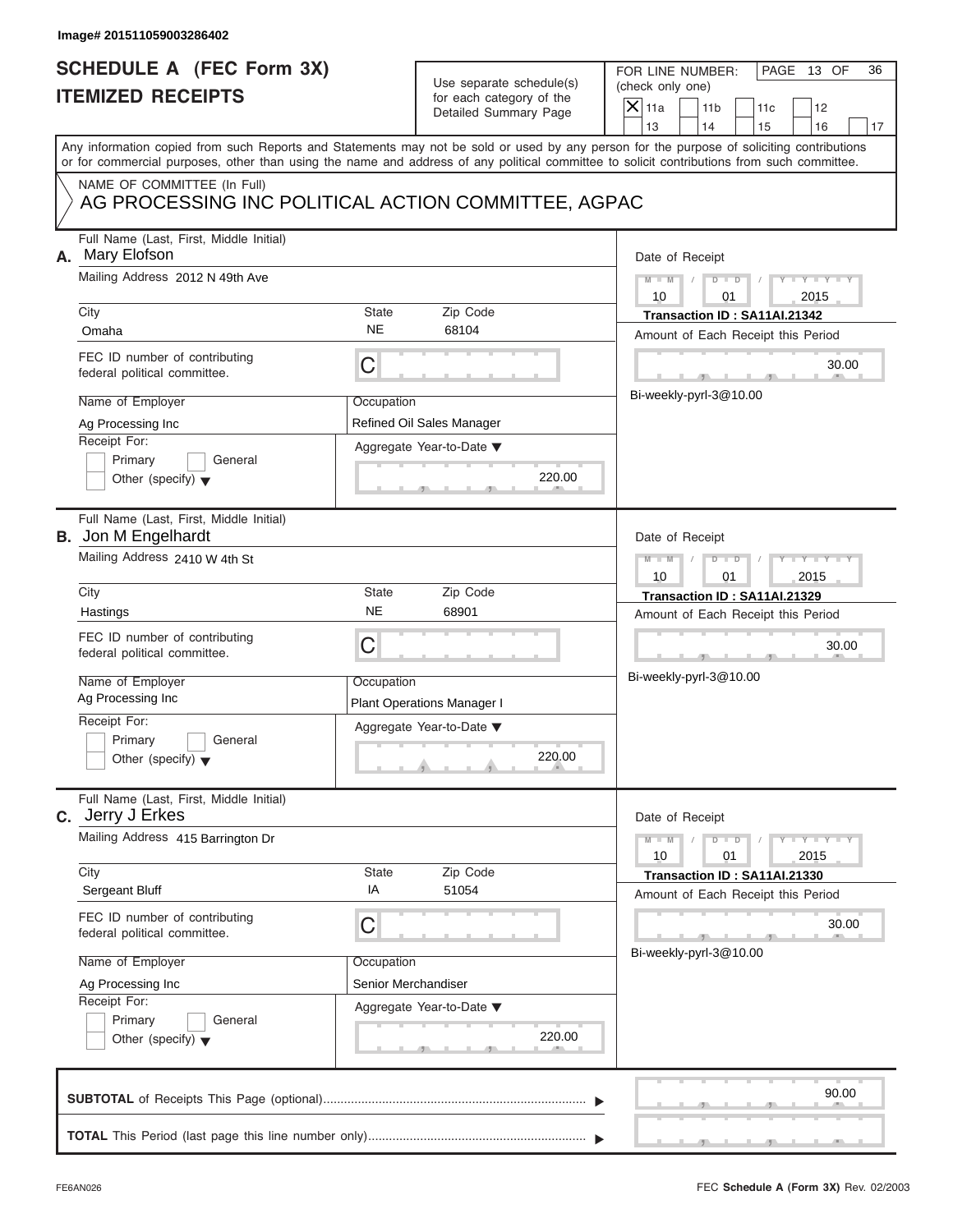Image# 201511059003286402

# SCHEDULE A (FEC Form 3X)
# ITEMIZED RECEIPTS

Use separate schedule(s) for each category of the Detailed Summary Page

FOR LINE NUMBER: (check only one)

- [X] 11a
- [ ] 11b
- [ ] 11c
- [ ] 12
- [ ] 13
- [ ] 14
- [ ] 15
- [ ] 16
- [ ] 17

PAGE 13 OF 36

Any information copied from such Reports and Statements may not be sold or used by any person for the purpose of soliciting contributions or for commercial purposes, other than using the name and address of any political committee to solicit contributions from such committee.

NAME OF COMMITTEE (In Full)
AG PROCESSING INC POLITICAL ACTION COMMITTEE, AGPAC

## A.

| Field | Value |
|---|---|
| Full Name (Last, First, Middle Initial) | Mary Elofson |
| Mailing Address | 2012 N 49th Ave |
| City | Omaha |
| State | NE |
| Zip Code | 68104 |
| FEC ID number of contributing federal political committee | C |
| Name of Employer | Ag Processing Inc |
| Occupation | Refined Oil Sales Manager |
| Receipt For | Primary / General / Other (specify) |
| Aggregate Year-to-Date | 220.00 |
| Date of Receipt | 10 / 01 / 2015 |
| Transaction ID | SA11AI.21342 |
| Amount of Each Receipt this Period | 30.00 |
| Memo | Bi-weekly-pyrl-3@10.00 |

## B.

| Field | Value |
|---|---|
| Full Name (Last, First, Middle Initial) | Jon M Engelhardt |
| Mailing Address | 2410 W 4th St |
| City | Hastings |
| State | NE |
| Zip Code | 68901 |
| FEC ID number of contributing federal political committee | C |
| Name of Employer | Ag Processing Inc |
| Occupation | Plant Operations Manager I |
| Receipt For | Primary / General / Other (specify) |
| Aggregate Year-to-Date | 220.00 |
| Date of Receipt | 10 / 01 / 2015 |
| Transaction ID | SA11AI.21329 |
| Amount of Each Receipt this Period | 30.00 |
| Memo | Bi-weekly-pyrl-3@10.00 |

## C.

| Field | Value |
|---|---|
| Full Name (Last, First, Middle Initial) | Jerry J Erkes |
| Mailing Address | 415 Barrington Dr |
| City | Sergeant Bluff |
| State | IA |
| Zip Code | 51054 |
| FEC ID number of contributing federal political committee | C |
| Name of Employer | Ag Processing Inc |
| Occupation | Senior Merchandiser |
| Receipt For | Primary / General / Other (specify) |
| Aggregate Year-to-Date | 220.00 |
| Date of Receipt | 10 / 01 / 2015 |
| Transaction ID | SA11AI.21330 |
| Amount of Each Receipt this Period | 30.00 |
| Memo | Bi-weekly-pyrl-3@10.00 |

| | |
|---|---|
| **SUBTOTAL** of Receipts This Page (optional) | 90.00 |
| **TOTAL** This Period (last page this line number only) | |

FE6AN026 — FEC **Schedule A** (Form 3X) Rev. 02/2003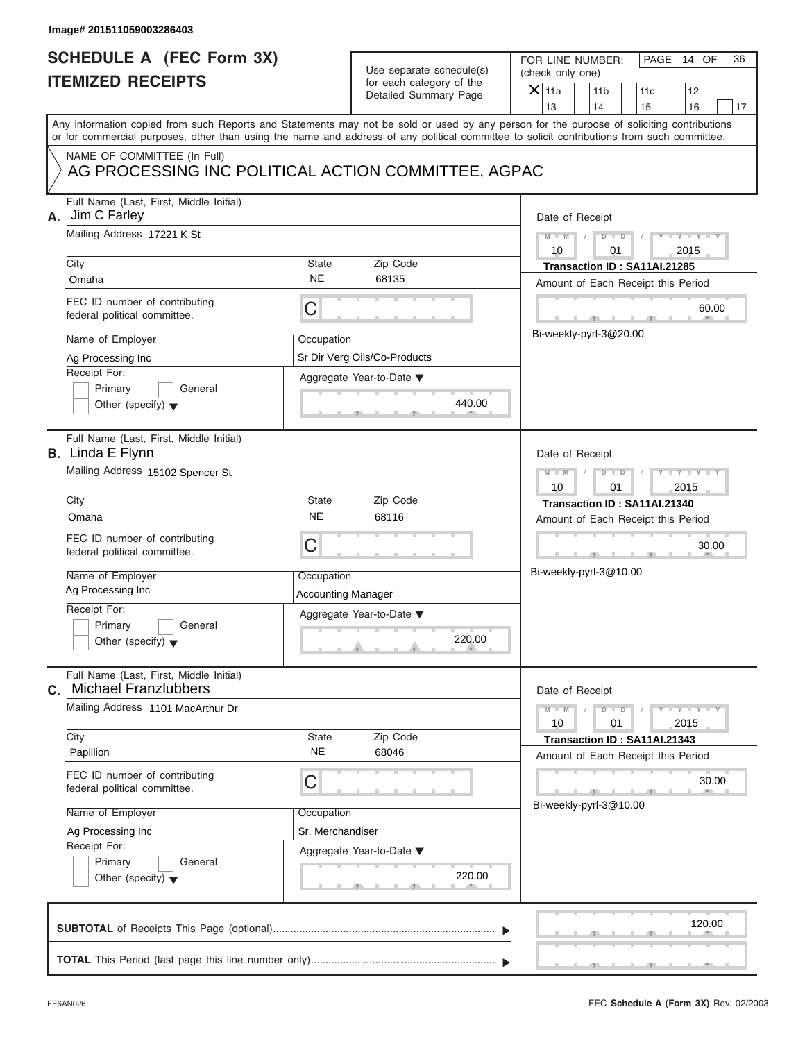Image# 201511059003286403

# SCHEDULE A (FEC Form 3X)
## ITEMIZED RECEIPTS

Use separate schedule(s) for each category of the Detailed Summary Page

FOR LINE NUMBER: (check only one)
[X] 11a [ ] 11b [ ] 11c [ ] 12 [ ] 13 [ ] 14 [ ] 15 [ ] 16 [ ] 17

PAGE 14 OF 36

Any information copied from such Reports and Statements may not be sold or used by any person for the purpose of soliciting contributions or for commercial purposes, other than using the name and address of any political committee to solicit contributions from such committee.

NAME OF COMMITTEE (In Full)
AG PROCESSING INC POLITICAL ACTION COMMITTEE, AGPAC

---

**A.** Full Name (Last, First, Middle Initial): Jim C Farley

Mailing Address: 17221 K St

City: Omaha | State: NE | Zip Code: 68135

FEC ID number of contributing federal political committee: C

Name of Employer: Ag Processing Inc

Occupation: Sr Dir Verg Oils/Co-Products

Receipt For: [ ] Primary [ ] General [ ] Other (specify)

Aggregate Year-to-Date: 440.00

Date of Receipt: 10 / 01 / 2015

Transaction ID : SA11AI.21285

Amount of Each Receipt this Period: 60.00

Bi-weekly-pyrl-3@20.00

---

**B.** Full Name (Last, First, Middle Initial): Linda E Flynn

Mailing Address: 15102 Spencer St

City: Omaha | State: NE | Zip Code: 68116

FEC ID number of contributing federal political committee: C

Name of Employer: Ag Processing Inc

Occupation: Accounting Manager

Receipt For: [ ] Primary [ ] General [ ] Other (specify)

Aggregate Year-to-Date: 220.00

Date of Receipt: 10 / 01 / 2015

Transaction ID : SA11AI.21340

Amount of Each Receipt this Period: 30.00

Bi-weekly-pyrl-3@10.00

---

**C.** Full Name (Last, First, Middle Initial): Michael Franzlubbers

Mailing Address: 1101 MacArthur Dr

City: Papillion | State: NE | Zip Code: 68046

FEC ID number of contributing federal political committee: C

Name of Employer: Ag Processing Inc

Occupation: Sr. Merchandiser

Receipt For: [ ] Primary [ ] General [ ] Other (specify)

Aggregate Year-to-Date: 220.00

Date of Receipt: 10 / 01 / 2015

Transaction ID : SA11AI.21343

Amount of Each Receipt this Period: 30.00

Bi-weekly-pyrl-3@10.00

---

**SUBTOTAL** of Receipts This Page (optional): 120.00

**TOTAL** This Period (last page this line number only):

FE6AN026 FEC **Schedule A** (Form 3X) Rev. 02/2003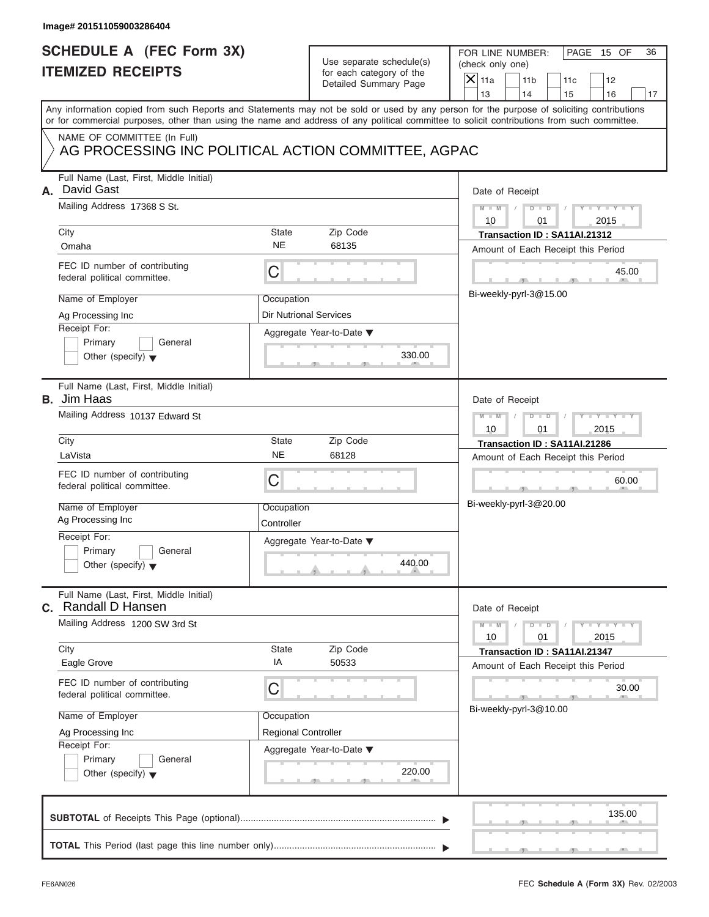Image# 201511059003286404

# SCHEDULE A (FEC Form 3X)
# ITEMIZED RECEIPTS

Use separate schedule(s) for each category of the Detailed Summary Page

FOR LINE NUMBER: (check only one)

- [X] 11a
- [ ] 11b
- [ ] 11c
- [ ] 12
- [ ] 13
- [ ] 14
- [ ] 15
- [ ] 16
- [ ] 17

PAGE 15 OF 36

Any information copied from such Reports and Statements may not be sold or used by any person for the purpose of soliciting contributions or for commercial purposes, other than using the name and address of any political committee to solicit contributions from such committee.

NAME OF COMMITTEE (In Full)
AG PROCESSING INC POLITICAL ACTION COMMITTEE, AGPAC

## A.

**Full Name (Last, First, Middle Initial):** David Gast

**Mailing Address:** 17368 S St.

| City | State | Zip Code |
|---|---|---|
| Omaha | NE | 68135 |

**FEC ID number of contributing federal political committee:** C

**Name of Employer:** Ag Processing Inc

**Occupation:** Dir Nutrional Services

**Receipt For:** Primary / General / Other (specify)

**Aggregate Year-to-Date:** 330.00

**Date of Receipt:** 10 / 01 / 2015

**Transaction ID : SA11AI.21312**

**Amount of Each Receipt this Period:** 45.00

Bi-weekly-pyrl-3@15.00

## B.

**Full Name (Last, First, Middle Initial):** Jim Haas

**Mailing Address:** 10137 Edward St

| City | State | Zip Code |
|---|---|---|
| LaVista | NE | 68128 |

**FEC ID number of contributing federal political committee:** C

**Name of Employer:** Ag Processing Inc

**Occupation:** Controller

**Receipt For:** Primary / General / Other (specify)

**Aggregate Year-to-Date:** 440.00

**Date of Receipt:** 10 / 01 / 2015

**Transaction ID : SA11AI.21286**

**Amount of Each Receipt this Period:** 60.00

Bi-weekly-pyrl-3@20.00

## C.

**Full Name (Last, First, Middle Initial):** Randall D Hansen

**Mailing Address:** 1200 SW 3rd St

| City | State | Zip Code |
|---|---|---|
| Eagle Grove | IA | 50533 |

**FEC ID number of contributing federal political committee:** C

**Name of Employer:** Ag Processing Inc

**Occupation:** Regional Controller

**Receipt For:** Primary / General / Other (specify)

**Aggregate Year-to-Date:** 220.00

**Date of Receipt:** 10 / 01 / 2015

**Transaction ID : SA11AI.21347**

**Amount of Each Receipt this Period:** 30.00

Bi-weekly-pyrl-3@10.00

---

**SUBTOTAL** of Receipts This Page (optional): 135.00

**TOTAL** This Period (last page this line number only):

FE6AN026

FEC **Schedule A** (Form 3X) Rev. 02/2003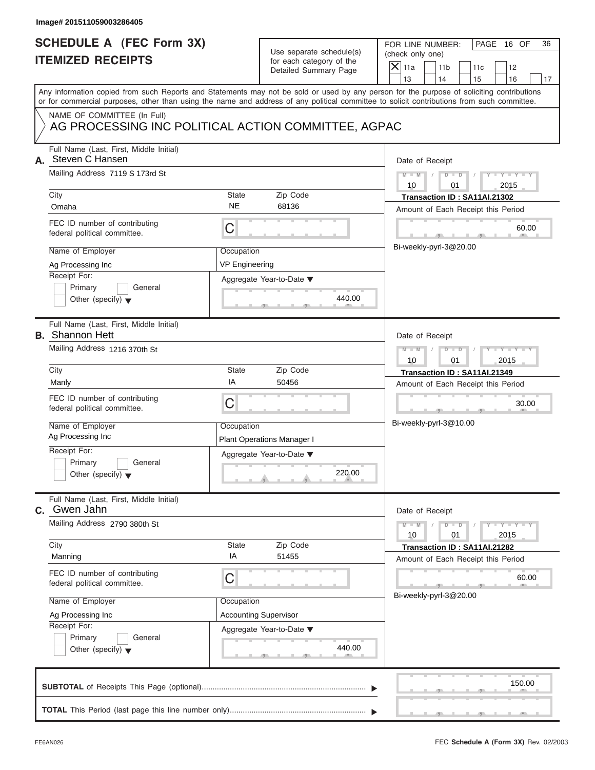Image# 201511059003286405

# SCHEDULE A (FEC Form 3X)
# ITEMIZED RECEIPTS

Use separate schedule(s) for each category of the Detailed Summary Page

FOR LINE NUMBER: (check only one)

PAGE 16 OF 36

- [X] 11a
- [ ] 11b
- [ ] 11c
- [ ] 12
- [ ] 13
- [ ] 14
- [ ] 15
- [ ] 16
- [ ] 17

Any information copied from such Reports and Statements may not be sold or used by any person for the purpose of soliciting contributions or for commercial purposes, other than using the name and address of any political committee to solicit contributions from such committee.

NAME OF COMMITTEE (In Full)

AG PROCESSING INC POLITICAL ACTION COMMITTEE, AGPAC

---

**A.** Full Name (Last, First, Middle Initial): Steven C Hansen

Mailing Address: 7119 S 173rd St

City: Omaha | State: NE | Zip Code: 68136

FEC ID number of contributing federal political committee: C

Name of Employer: Ag Processing Inc

Occupation: VP Engineering

Receipt For: Primary / General / Other (specify)

Aggregate Year-to-Date: 440.00

Date of Receipt: 10 / 01 / 2015

Transaction ID : SA11AI.21302

Amount of Each Receipt this Period: 60.00

Bi-weekly-pyrl-3@20.00

---

**B.** Full Name (Last, First, Middle Initial): Shannon Hett

Mailing Address: 1216 370th St

City: Manly | State: IA | Zip Code: 50456

FEC ID number of contributing federal political committee: C

Name of Employer: Ag Processing Inc

Occupation: Plant Operations Manager I

Receipt For: Primary / General / Other (specify)

Aggregate Year-to-Date: 220.00

Date of Receipt: 10 / 01 / 2015

Transaction ID : SA11AI.21349

Amount of Each Receipt this Period: 30.00

Bi-weekly-pyrl-3@10.00

---

**C.** Full Name (Last, First, Middle Initial): Gwen Jahn

Mailing Address: 2790 380th St

City: Manning | State: IA | Zip Code: 51455

FEC ID number of contributing federal political committee: C

Name of Employer: Ag Processing Inc

Occupation: Accounting Supervisor

Receipt For: Primary / General / Other (specify)

Aggregate Year-to-Date: 440.00

Date of Receipt: 10 / 01 / 2015

Transaction ID : SA11AI.21282

Amount of Each Receipt this Period: 60.00

Bi-weekly-pyrl-3@20.00

---

**SUBTOTAL** of Receipts This Page (optional): 150.00

**TOTAL** This Period (last page this line number only):

FE6AN026 | FEC **Schedule A** (Form 3X) Rev. 02/2003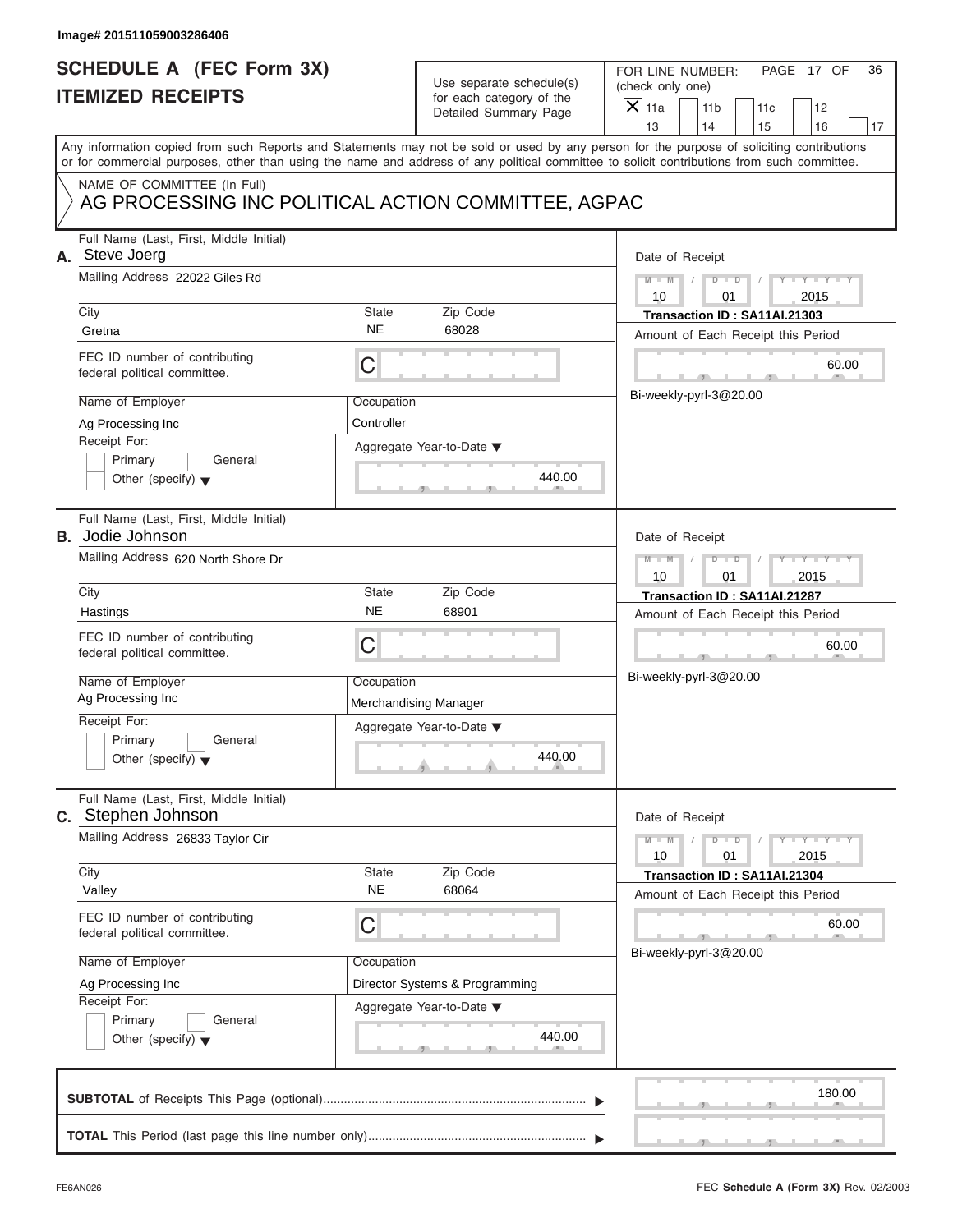Image# 201511059003286406

# SCHEDULE A (FEC Form 3X)
## ITEMIZED RECEIPTS

Use separate schedule(s) for each category of the Detailed Summary Page

FOR LINE NUMBER: (check only one)

[X] 11a [ ] 11b [ ] 11c [ ] 12 [ ] 13 [ ] 14 [ ] 15 [ ] 16 [ ] 17

PAGE 17 OF 36

Any information copied from such Reports and Statements may not be sold or used by any person for the purpose of soliciting contributions or for commercial purposes, other than using the name and address of any political committee to solicit contributions from such committee.

NAME OF COMMITTEE (In Full)
AG PROCESSING INC POLITICAL ACTION COMMITTEE, AGPAC

---

**A.** Full Name (Last, First, Middle Initial): Steve Joerg

Mailing Address: 22022 Giles Rd

| City | State | Zip Code |
|---|---|---|
| Gretna | NE | 68028 |

FEC ID number of contributing federal political committee: C

Name of Employer: Ag Processing Inc
Occupation: Controller

Receipt For: [ ] Primary [ ] General [ ] Other (specify)

Aggregate Year-to-Date: 440.00

Date of Receipt: 10 / 01 / 2015
Transaction ID : SA11AI.21303
Amount of Each Receipt this Period: 60.00
Bi-weekly-pyrl-3@20.00

---

**B.** Full Name (Last, First, Middle Initial): Jodie Johnson

Mailing Address: 620 North Shore Dr

| City | State | Zip Code |
|---|---|---|
| Hastings | NE | 68901 |

FEC ID number of contributing federal political committee: C

Name of Employer: Ag Processing Inc
Occupation: Merchandising Manager

Receipt For: [ ] Primary [ ] General [ ] Other (specify)

Aggregate Year-to-Date: 440.00

Date of Receipt: 10 / 01 / 2015
Transaction ID : SA11AI.21287
Amount of Each Receipt this Period: 60.00
Bi-weekly-pyrl-3@20.00

---

**C.** Full Name (Last, First, Middle Initial): Stephen Johnson

Mailing Address: 26833 Taylor Cir

| City | State | Zip Code |
|---|---|---|
| Valley | NE | 68064 |

FEC ID number of contributing federal political committee: C

Name of Employer: Ag Processing Inc
Occupation: Director Systems & Programming

Receipt For: [ ] Primary [ ] General [ ] Other (specify)

Aggregate Year-to-Date: 440.00

Date of Receipt: 10 / 01 / 2015
Transaction ID : SA11AI.21304
Amount of Each Receipt this Period: 60.00
Bi-weekly-pyrl-3@20.00

---

**SUBTOTAL** of Receipts This Page (optional): 180.00

**TOTAL** This Period (last page this line number only):

FE6AN026 FEC **Schedule A** (Form 3X) Rev. 02/2003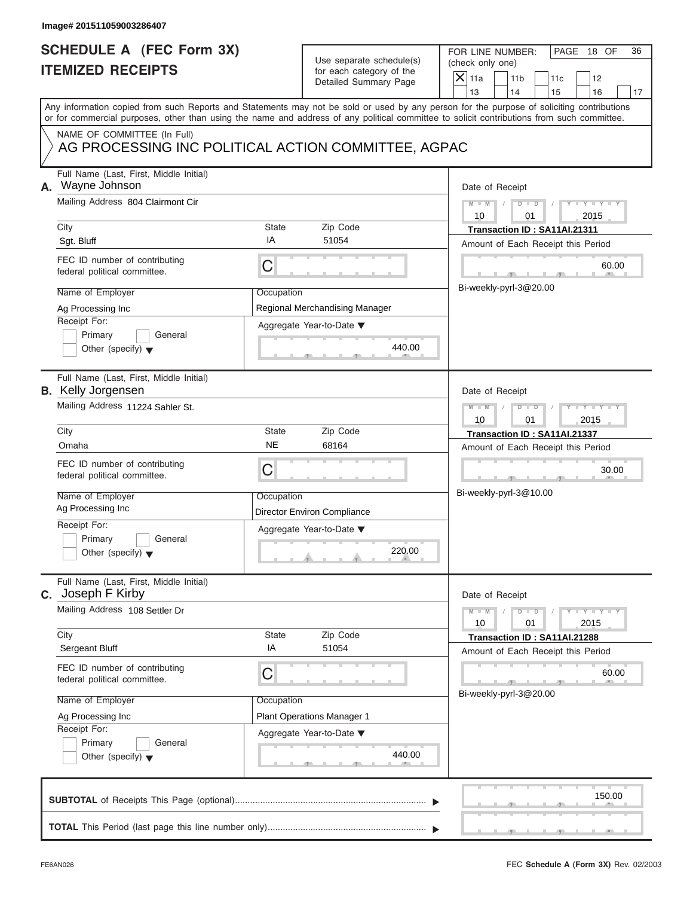Image# 201511059003286407

# SCHEDULE A (FEC Form 3X)
# ITEMIZED RECEIPTS

Use separate schedule(s) for each category of the Detailed Summary Page

FOR LINE NUMBER: (check only one)

- [X] 11a
- [ ] 11b
- [ ] 11c
- [ ] 12
- [ ] 13
- [ ] 14
- [ ] 15
- [ ] 16
- [ ] 17

PAGE 18 OF 36

Any information copied from such Reports and Statements may not be sold or used by any person for the purpose of soliciting contributions or for commercial purposes, other than using the name and address of any political committee to solicit contributions from such committee.

NAME OF COMMITTEE (In Full)
AG PROCESSING INC POLITICAL ACTION COMMITTEE, AGPAC

---

**A.** Full Name (Last, First, Middle Initial): Wayne Johnson

Mailing Address: 804 Clairmont Cir

City: Sgt. Bluff | State: IA | Zip Code: 51054

FEC ID number of contributing federal political committee: C

Name of Employer: Ag Processing Inc

Occupation: Regional Merchandising Manager

Receipt For: [ ] Primary [ ] General [ ] Other (specify)

Aggregate Year-to-Date: 440.00

Date of Receipt: 10 / 01 / 2015

Transaction ID : SA11AI.21311

Amount of Each Receipt this Period: 60.00

Bi-weekly-pyrl-3@20.00

---

**B.** Full Name (Last, First, Middle Initial): Kelly Jorgensen

Mailing Address: 11224 Sahler St.

City: Omaha | State: NE | Zip Code: 68164

FEC ID number of contributing federal political committee: C

Name of Employer: Ag Processing Inc

Occupation: Director Environ Compliance

Receipt For: [ ] Primary [ ] General [ ] Other (specify)

Aggregate Year-to-Date: 220.00

Date of Receipt: 10 / 01 / 2015

Transaction ID : SA11AI.21337

Amount of Each Receipt this Period: 30.00

Bi-weekly-pyrl-3@10.00

---

**C.** Full Name (Last, First, Middle Initial): Joseph F Kirby

Mailing Address: 108 Settler Dr

City: Sergeant Bluff | State: IA | Zip Code: 51054

FEC ID number of contributing federal political committee: C

Name of Employer: Ag Processing Inc

Occupation: Plant Operations Manager 1

Receipt For: [ ] Primary [ ] General [ ] Other (specify)

Aggregate Year-to-Date: 440.00

Date of Receipt: 10 / 01 / 2015

Transaction ID : SA11AI.21288

Amount of Each Receipt this Period: 60.00

Bi-weekly-pyrl-3@20.00

---

**SUBTOTAL** of Receipts This Page (optional): 150.00

**TOTAL** This Period (last page this line number only):

FE6AN026 — FEC **Schedule A** (Form 3X) Rev. 02/2003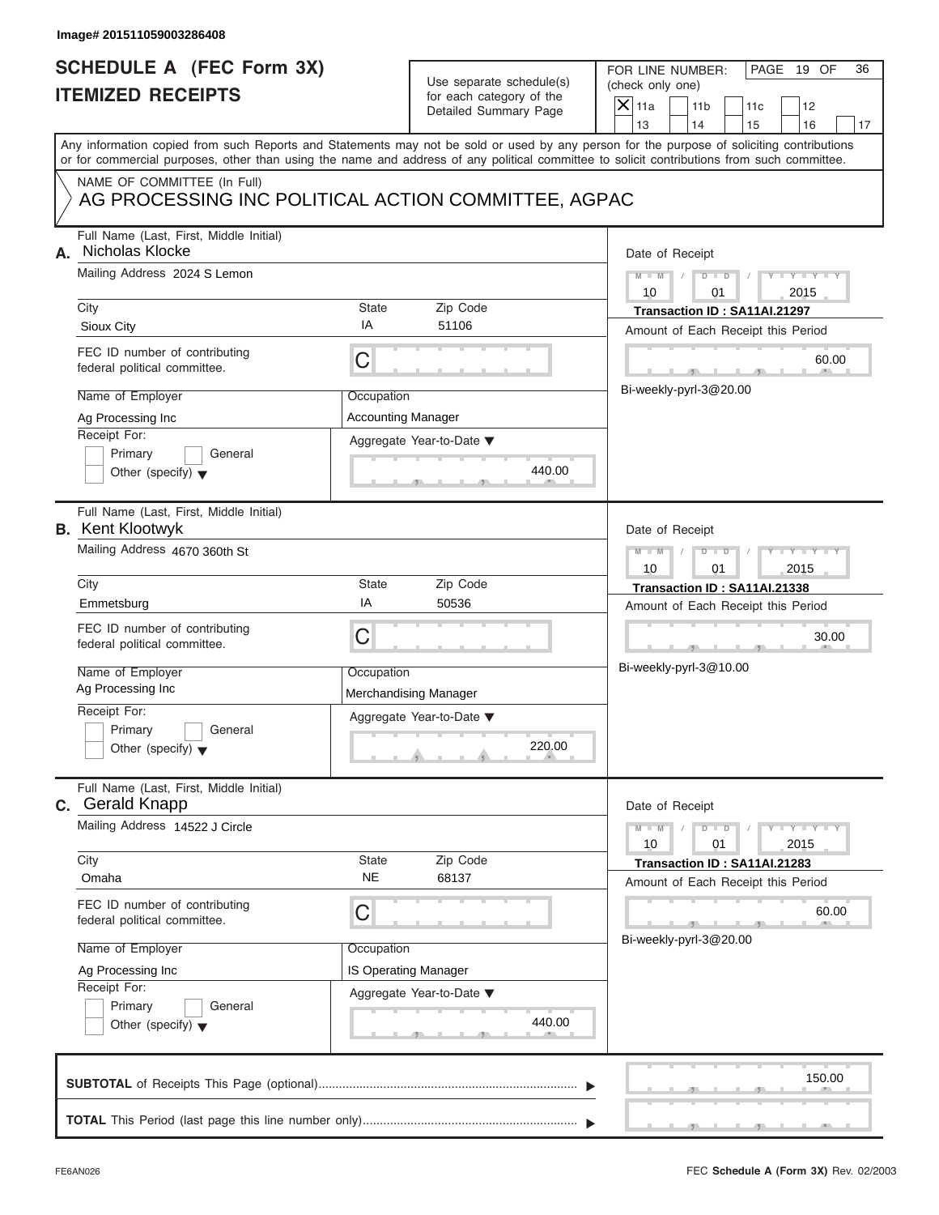Image# 201511059003286408

# SCHEDULE A (FEC Form 3X)
## ITEMIZED RECEIPTS

Use separate schedule(s) for each category of the Detailed Summary Page

FOR LINE NUMBER: (check only one)

- [X] 11a
- [ ] 11b
- [ ] 11c
- [ ] 12
- [ ] 13
- [ ] 14
- [ ] 15
- [ ] 16
- [ ] 17

PAGE 19 OF 36

Any information copied from such Reports and Statements may not be sold or used by any person for the purpose of soliciting contributions or for commercial purposes, other than using the name and address of any political committee to solicit contributions from such committee.

NAME OF COMMITTEE (In Full)
AG PROCESSING INC POLITICAL ACTION COMMITTEE, AGPAC

---

**A.** Full Name (Last, First, Middle Initial): Nicholas Klocke

Mailing Address: 2024 S Lemon

City: Sioux City | State: IA | Zip Code: 51106

FEC ID number of contributing federal political committee: C

Name of Employer: Ag Processing Inc

Occupation: Accounting Manager

Receipt For: Primary / General / Other (specify)

Aggregate Year-to-Date: 440.00

Date of Receipt: 10 / 01 / 2015

Transaction ID : SA11AI.21297

Amount of Each Receipt this Period: 60.00

Bi-weekly-pyrl-3@20.00

---

**B.** Full Name (Last, First, Middle Initial): Kent Klootwyk

Mailing Address: 4670 360th St

City: Emmetsburg | State: IA | Zip Code: 50536

FEC ID number of contributing federal political committee: C

Name of Employer: Ag Processing Inc

Occupation: Merchandising Manager

Receipt For: Primary / General / Other (specify)

Aggregate Year-to-Date: 220.00

Date of Receipt: 10 / 01 / 2015

Transaction ID : SA11AI.21338

Amount of Each Receipt this Period: 30.00

Bi-weekly-pyrl-3@10.00

---

**C.** Full Name (Last, First, Middle Initial): Gerald Knapp

Mailing Address: 14522 J Circle

City: Omaha | State: NE | Zip Code: 68137

FEC ID number of contributing federal political committee: C

Name of Employer: Ag Processing Inc

Occupation: IS Operating Manager

Receipt For: Primary / General / Other (specify)

Aggregate Year-to-Date: 440.00

Date of Receipt: 10 / 01 / 2015

Transaction ID : SA11AI.21283

Amount of Each Receipt this Period: 60.00

Bi-weekly-pyrl-3@20.00

---

**SUBTOTAL** of Receipts This Page (optional): 150.00

**TOTAL** This Period (last page this line number only):

FE6AN026

FEC **Schedule A** (Form 3X) Rev. 02/2003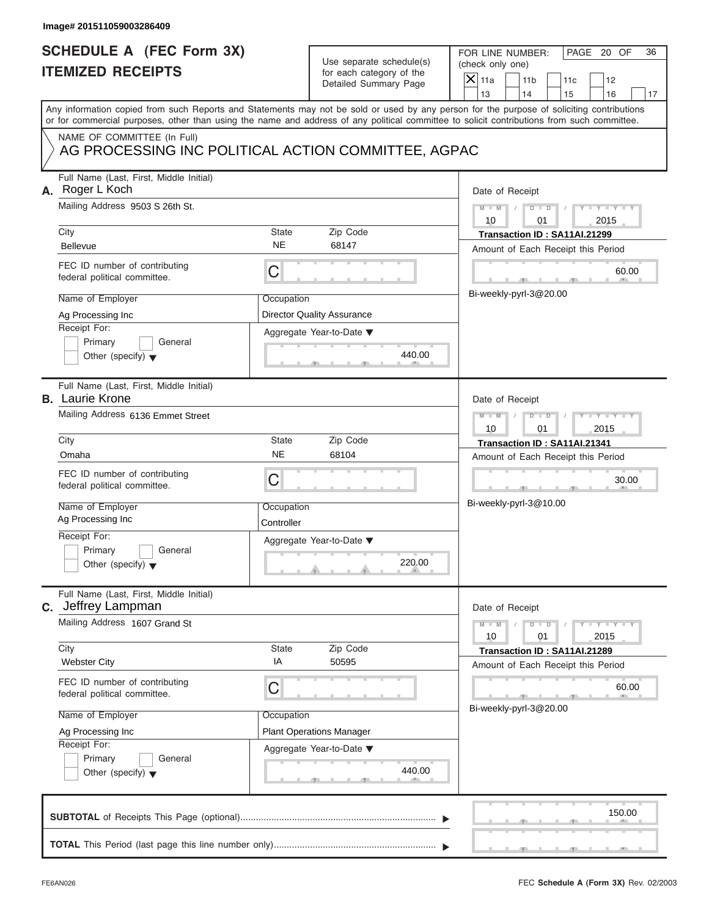Image# 201511059003286409

# SCHEDULE A (FEC Form 3X) ITEMIZED RECEIPTS

Use separate schedule(s) for each category of the Detailed Summary Page

FOR LINE NUMBER: (check only one)

- [X] 11a
- [ ] 11b
- [ ] 11c
- [ ] 12
- [ ] 13
- [ ] 14
- [ ] 15
- [ ] 16
- [ ] 17

Any information copied from such Reports and Statements may not be sold or used by any person for the purpose of soliciting contributions or for commercial purposes, other than using the name and address of any political committee to solicit contributions from such committee.

NAME OF COMMITTEE (In Full)

AG PROCESSING INC POLITICAL ACTION COMMITTEE, AGPAC

---

**A.** Full Name (Last, First, Middle Initial): Roger L Koch

Mailing Address: 9503 S 26th St.

City: Bellevue | State: NE | Zip Code: 68147

FEC ID number of contributing federal political committee: C

Name of Employer: Ag Processing Inc

Occupation: Director Quality Assurance

Receipt For: Primary / General / Other (specify)

Aggregate Year-to-Date: 440.00

Date of Receipt: 10 / 01 / 2015

Transaction ID : SA11AI.21299

Amount of Each Receipt this Period: 60.00

Bi-weekly-pyrl-3@20.00

---

**B.** Full Name (Last, First, Middle Initial): Laurie Krone

Mailing Address: 6136 Emmet Street

City: Omaha | State: NE | Zip Code: 68104

FEC ID number of contributing federal political committee: C

Name of Employer: Ag Processing Inc

Occupation: Controller

Receipt For: Primary / General / Other (specify)

Aggregate Year-to-Date: 220.00

Date of Receipt: 10 / 01 / 2015

Transaction ID : SA11AI.21341

Amount of Each Receipt this Period: 30.00

Bi-weekly-pyrl-3@10.00

---

**C.** Full Name (Last, First, Middle Initial): Jeffrey Lampman

Mailing Address: 1607 Grand St

City: Webster City | State: IA | Zip Code: 50595

FEC ID number of contributing federal political committee: C

Name of Employer: Ag Processing Inc

Occupation: Plant Operations Manager

Receipt For: Primary / General / Other (specify)

Aggregate Year-to-Date: 440.00

Date of Receipt: 10 / 01 / 2015

Transaction ID : SA11AI.21289

Amount of Each Receipt this Period: 60.00

Bi-weekly-pyrl-3@20.00

---

**SUBTOTAL** of Receipts This Page (optional): 150.00

**TOTAL** This Period (last page this line number only):

FE6AN026

FEC **Schedule A** (Form 3X) Rev. 02/2003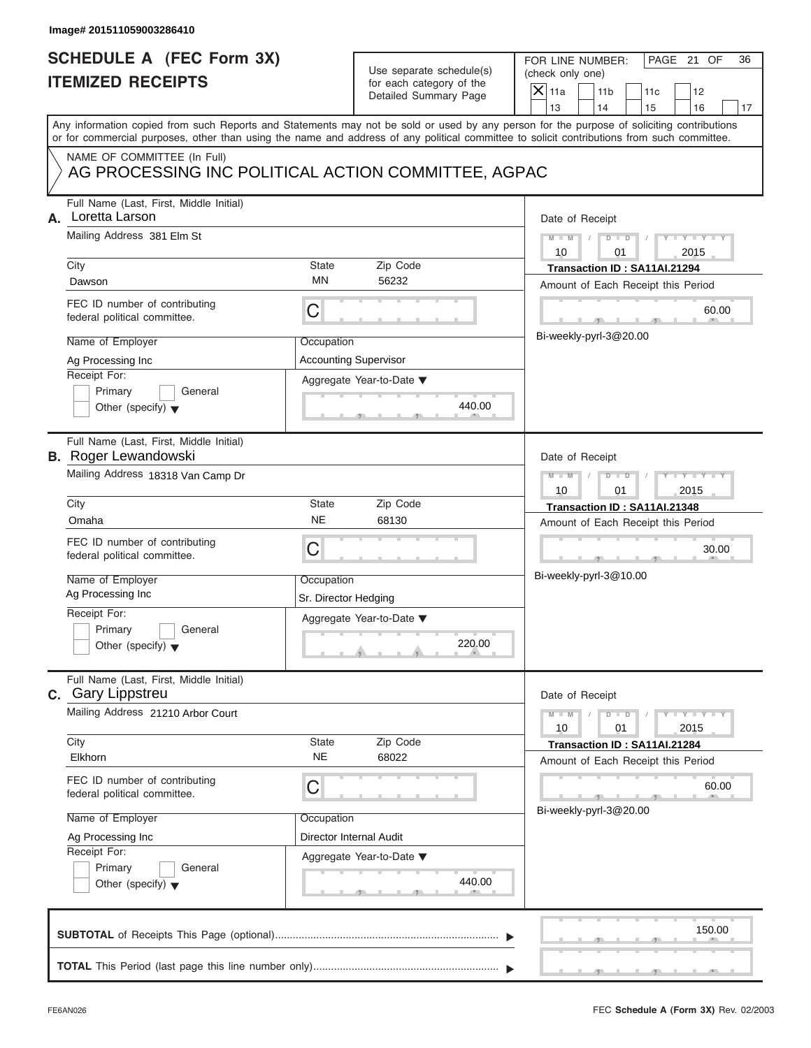Image# 201511059003286410

# SCHEDULE A (FEC Form 3X)
# ITEMIZED RECEIPTS

Use separate schedule(s) for each category of the Detailed Summary Page

FOR LINE NUMBER: (check only one)

[X] 11a [ ] 11b [ ] 11c [ ] 12 [ ] 13 [ ] 14 [ ] 15 [ ] 16 [ ] 17

PAGE 21 OF 36

Any information copied from such Reports and Statements may not be sold or used by any person for the purpose of soliciting contributions or for commercial purposes, other than using the name and address of any political committee to solicit contributions from such committee.

NAME OF COMMITTEE (In Full)
AG PROCESSING INC POLITICAL ACTION COMMITTEE, AGPAC

---

**A.** Full Name (Last, First, Middle Initial): Loretta Larson

Mailing Address: 381 Elm St

City: Dawson | State: MN | Zip Code: 56232

FEC ID number of contributing federal political committee: C

Name of Employer: Ag Processing Inc

Occupation: Accounting Supervisor

Receipt For: [ ] Primary [ ] General [ ] Other (specify)

Aggregate Year-to-Date: 440.00

Date of Receipt: 10 / 01 / 2015

Transaction ID : SA11AI.21294

Amount of Each Receipt this Period: 60.00

Bi-weekly-pyrl-3@20.00

---

**B.** Full Name (Last, First, Middle Initial): Roger Lewandowski

Mailing Address: 18318 Van Camp Dr

City: Omaha | State: NE | Zip Code: 68130

FEC ID number of contributing federal political committee: C

Name of Employer: Ag Processing Inc

Occupation: Sr. Director Hedging

Receipt For: [ ] Primary [ ] General [ ] Other (specify)

Aggregate Year-to-Date: 220.00

Date of Receipt: 10 / 01 / 2015

Transaction ID : SA11AI.21348

Amount of Each Receipt this Period: 30.00

Bi-weekly-pyrl-3@10.00

---

**C.** Full Name (Last, First, Middle Initial): Gary Lippstreu

Mailing Address: 21210 Arbor Court

City: Elkhorn | State: NE | Zip Code: 68022

FEC ID number of contributing federal political committee: C

Name of Employer: Ag Processing Inc

Occupation: Director Internal Audit

Receipt For: [ ] Primary [ ] General [ ] Other (specify)

Aggregate Year-to-Date: 440.00

Date of Receipt: 10 / 01 / 2015

Transaction ID : SA11AI.21284

Amount of Each Receipt this Period: 60.00

Bi-weekly-pyrl-3@20.00

---

**SUBTOTAL** of Receipts This Page (optional): 150.00

**TOTAL** This Period (last page this line number only):

FE6AN026 FEC **Schedule A** (Form 3X) Rev. 02/2003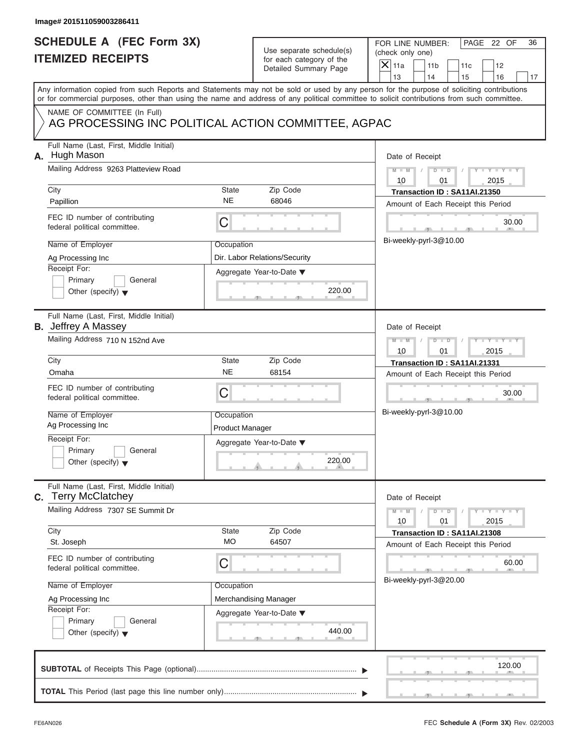Image# 201511059003286411

# SCHEDULE A (FEC Form 3X)
# ITEMIZED RECEIPTS

Use separate schedule(s) for each category of the Detailed Summary Page

FOR LINE NUMBER: (check only one)

[X] 11a [ ] 11b [ ] 11c [ ] 12 [ ] 13 [ ] 14 [ ] 15 [ ] 16 [ ] 17

PAGE 22 OF 36

Any information copied from such Reports and Statements may not be sold or used by any person for the purpose of soliciting contributions or for commercial purposes, other than using the name and address of any political committee to solicit contributions from such committee.

NAME OF COMMITTEE (In Full)
AG PROCESSING INC POLITICAL ACTION COMMITTEE, AGPAC

---

**A.** Full Name (Last, First, Middle Initial): Hugh Mason

Mailing Address: 9263 Platteview Road

City: Papillion | State: NE | Zip Code: 68046

FEC ID number of contributing federal political committee: C

Name of Employer: Ag Processing Inc

Occupation: Dir. Labor Relations/Security

Receipt For: [ ] Primary [ ] General [ ] Other (specify)

Aggregate Year-to-Date: 220.00

Date of Receipt: 10 / 01 / 2015

Transaction ID : SA11AI.21350

Amount of Each Receipt this Period: 30.00

Bi-weekly-pyrl-3@10.00

---

**B.** Full Name (Last, First, Middle Initial): Jeffrey A Massey

Mailing Address: 710 N 152nd Ave

City: Omaha | State: NE | Zip Code: 68154

FEC ID number of contributing federal political committee: C

Name of Employer: Ag Processing Inc

Occupation: Product Manager

Receipt For: [ ] Primary [ ] General [ ] Other (specify)

Aggregate Year-to-Date: 220.00

Date of Receipt: 10 / 01 / 2015

Transaction ID : SA11AI.21331

Amount of Each Receipt this Period: 30.00

Bi-weekly-pyrl-3@10.00

---

**C.** Full Name (Last, First, Middle Initial): Terry McClatchey

Mailing Address: 7307 SE Summit Dr

City: St. Joseph | State: MO | Zip Code: 64507

FEC ID number of contributing federal political committee: C

Name of Employer: Ag Processing Inc

Occupation: Merchandising Manager

Receipt For: [ ] Primary [ ] General [ ] Other (specify)

Aggregate Year-to-Date: 440.00

Date of Receipt: 10 / 01 / 2015

Transaction ID : SA11AI.21308

Amount of Each Receipt this Period: 60.00

Bi-weekly-pyrl-3@20.00

---

**SUBTOTAL** of Receipts This Page (optional): 120.00

**TOTAL** This Period (last page this line number only):

FE6AN026 FEC Schedule A (Form 3X) Rev. 02/2003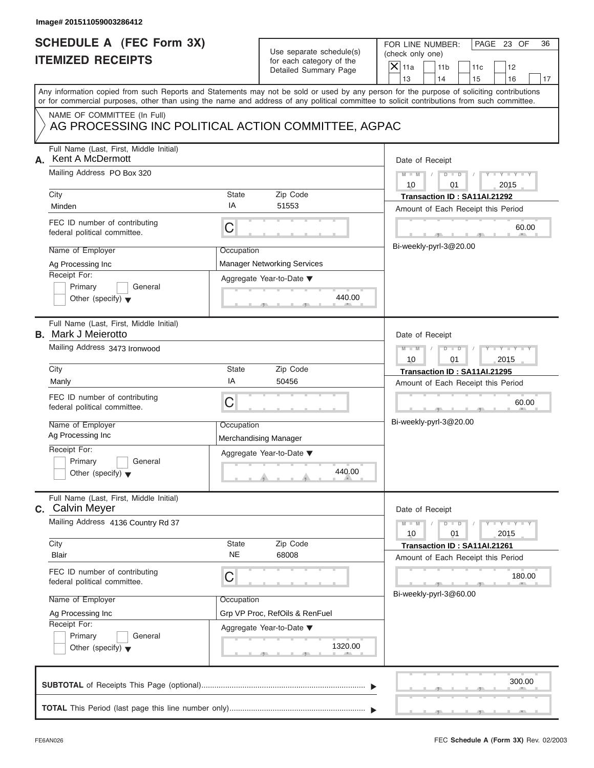Image# 201511059003286412

# SCHEDULE A (FEC Form 3X)
# ITEMIZED RECEIPTS

Use separate schedule(s) for each category of the Detailed Summary Page

FOR LINE NUMBER: (check only one)

[X] 11a [ ] 11b [ ] 11c [ ] 12 [ ] 13 [ ] 14 [ ] 15 [ ] 16 [ ] 17

Any information copied from such Reports and Statements may not be sold or used by any person for the purpose of soliciting contributions or for commercial purposes, other than using the name and address of any political committee to solicit contributions from such committee.

NAME OF COMMITTEE (In Full)
AG PROCESSING INC POLITICAL ACTION COMMITTEE, AGPAC

---

**A.** Full Name (Last, First, Middle Initial): Kent A McDermott

Mailing Address: PO Box 320

City: Minden | State: IA | Zip Code: 51553

FEC ID number of contributing federal political committee: C

Name of Employer: Ag Processing Inc

Occupation: Manager Networking Services

Receipt For: [ ] Primary [ ] General [ ] Other (specify)

Aggregate Year-to-Date: 440.00

Date of Receipt: 10 / 01 / 2015

Transaction ID : SA11AI.21292

Amount of Each Receipt this Period: 60.00

Bi-weekly-pyrl-3@20.00

---

**B.** Full Name (Last, First, Middle Initial): Mark J Meierotto

Mailing Address: 3473 Ironwood

City: Manly | State: IA | Zip Code: 50456

FEC ID number of contributing federal political committee: C

Name of Employer: Ag Processing Inc

Occupation: Merchandising Manager

Receipt For: [ ] Primary [ ] General [ ] Other (specify)

Aggregate Year-to-Date: 440.00

Date of Receipt: 10 / 01 / 2015

Transaction ID : SA11AI.21295

Amount of Each Receipt this Period: 60.00

Bi-weekly-pyrl-3@20.00

---

**C.** Full Name (Last, First, Middle Initial): Calvin Meyer

Mailing Address: 4136 Country Rd 37

City: Blair | State: NE | Zip Code: 68008

FEC ID number of contributing federal political committee: C

Name of Employer: Ag Processing Inc

Occupation: Grp VP Proc, RefOils & RenFuel

Receipt For: [ ] Primary [ ] General [ ] Other (specify)

Aggregate Year-to-Date: 1320.00

Date of Receipt: 10 / 01 / 2015

Transaction ID : SA11AI.21261

Amount of Each Receipt this Period: 180.00

Bi-weekly-pyrl-3@60.00

---

**SUBTOTAL** of Receipts This Page (optional): 300.00

**TOTAL** This Period (last page this line number only):

FE6AN026 FEC **Schedule A** (**Form 3X**) Rev. 02/2003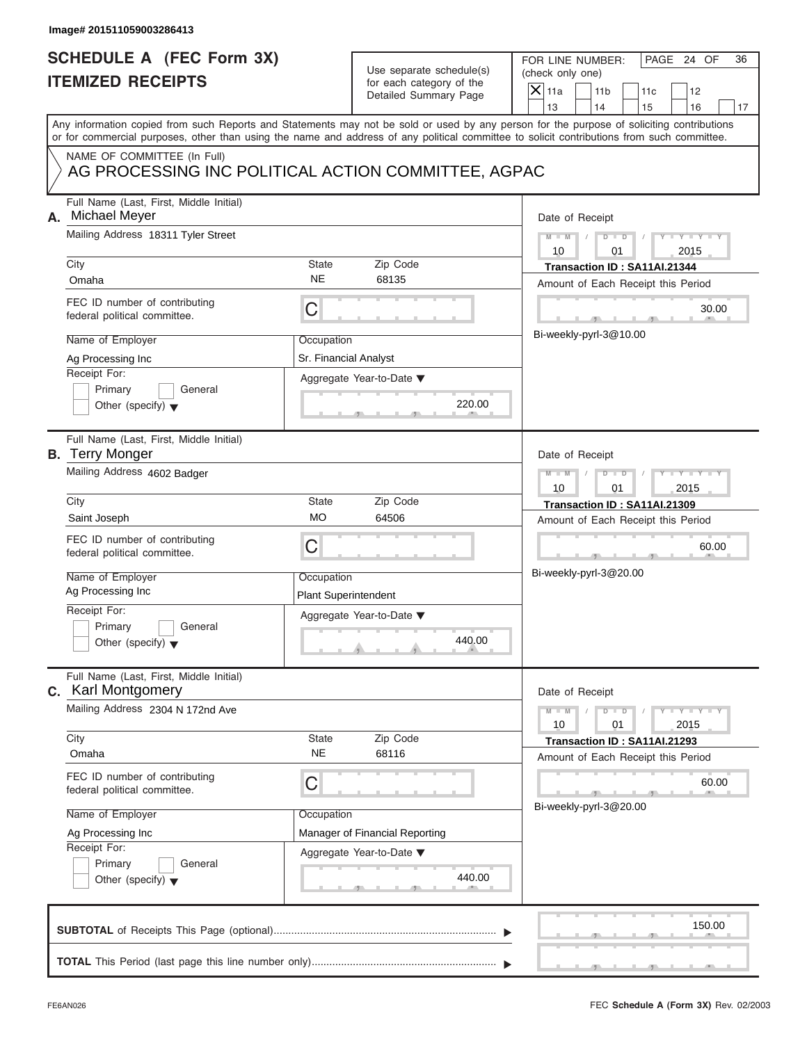Image# 201511059003286413

# SCHEDULE A (FEC Form 3X)
# ITEMIZED RECEIPTS

Use separate schedule(s) for each category of the Detailed Summary Page

FOR LINE NUMBER: (check only one)
[X] 11a [ ] 11b [ ] 11c [ ] 12 [ ] 13 [ ] 14 [ ] 15 [ ] 16 [ ] 17

PAGE 24 OF 36

Any information copied from such Reports and Statements may not be sold or used by any person for the purpose of soliciting contributions or for commercial purposes, other than using the name and address of any political committee to solicit contributions from such committee.

NAME OF COMMITTEE (In Full)
AG PROCESSING INC POLITICAL ACTION COMMITTEE, AGPAC

---

**A.** Full Name (Last, First, Middle Initial): Michael Meyer

Mailing Address: 18311 Tyler Street

City: Omaha | State: NE | Zip Code: 68135

FEC ID number of contributing federal political committee: C

Name of Employer: Ag Processing Inc

Occupation: Sr. Financial Analyst

Receipt For: [ ] Primary [ ] General [ ] Other (specify)

Aggregate Year-to-Date: 220.00

Date of Receipt: 10 / 01 / 2015

Transaction ID : SA11AI.21344

Amount of Each Receipt this Period: 30.00

Bi-weekly-pyrl-3@10.00

---

**B.** Full Name (Last, First, Middle Initial): Terry Monger

Mailing Address: 4602 Badger

City: Saint Joseph | State: MO | Zip Code: 64506

FEC ID number of contributing federal political committee: C

Name of Employer: Ag Processing Inc

Occupation: Plant Superintendent

Receipt For: [ ] Primary [ ] General [ ] Other (specify)

Aggregate Year-to-Date: 440.00

Date of Receipt: 10 / 01 / 2015

Transaction ID : SA11AI.21309

Amount of Each Receipt this Period: 60.00

Bi-weekly-pyrl-3@20.00

---

**C.** Full Name (Last, First, Middle Initial): Karl Montgomery

Mailing Address: 2304 N 172nd Ave

City: Omaha | State: NE | Zip Code: 68116

FEC ID number of contributing federal political committee: C

Name of Employer: Ag Processing Inc

Occupation: Manager of Financial Reporting

Receipt For: [ ] Primary [ ] General [ ] Other (specify)

Aggregate Year-to-Date: 440.00

Date of Receipt: 10 / 01 / 2015

Transaction ID : SA11AI.21293

Amount of Each Receipt this Period: 60.00

Bi-weekly-pyrl-3@20.00

---

**SUBTOTAL** of Receipts This Page (optional): 150.00

**TOTAL** This Period (last page this line number only):

FE6AN026 FEC **Schedule A** (Form 3X) Rev. 02/2003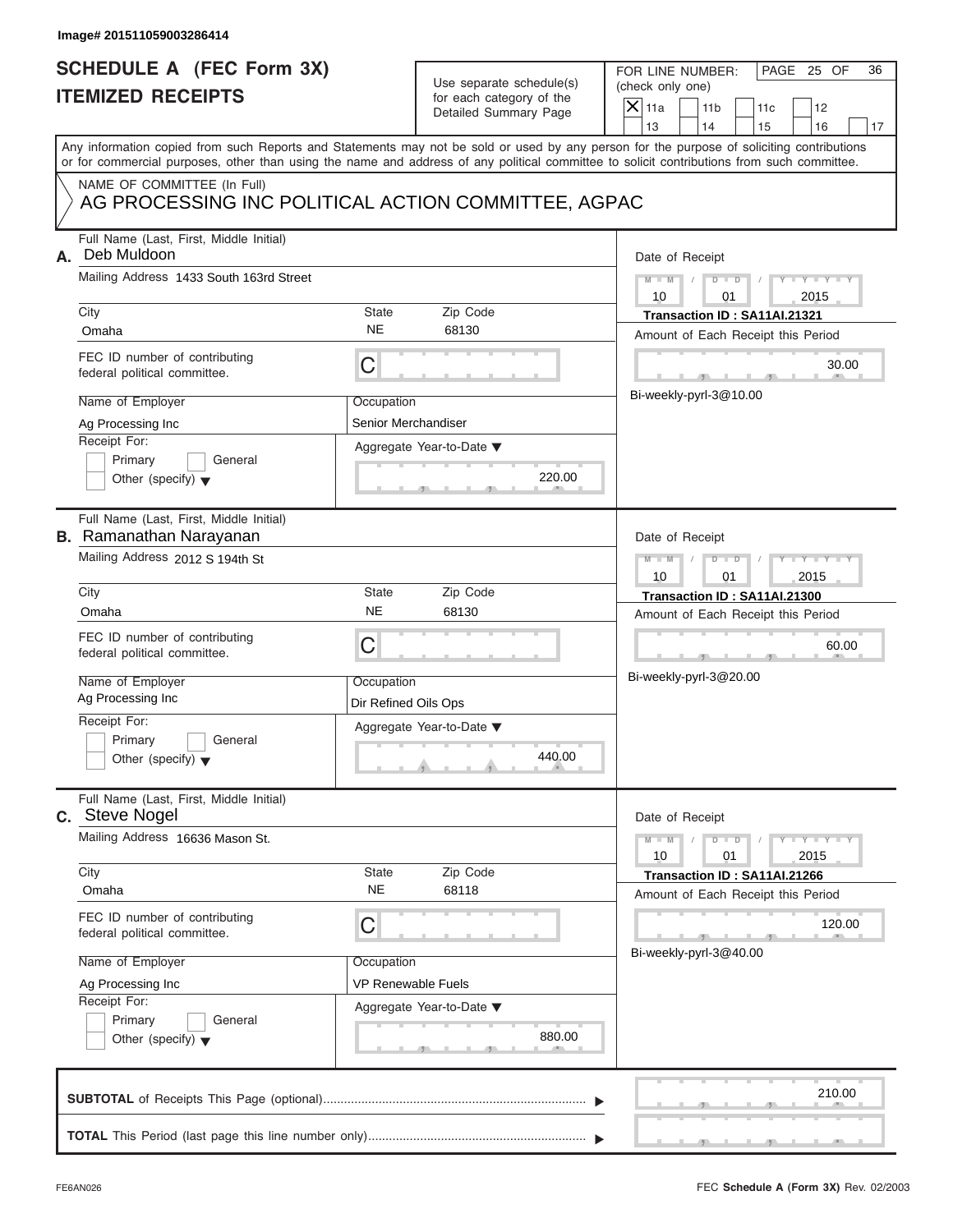Image# 201511059003286414

# SCHEDULE A (FEC Form 3X)
## ITEMIZED RECEIPTS

Use separate schedule(s) for each category of the Detailed Summary Page

FOR LINE NUMBER: (check only one)

- [X] 11a
- [ ] 11b
- [ ] 11c
- [ ] 12
- [ ] 13
- [ ] 14
- [ ] 15
- [ ] 16
- [ ] 17

PAGE 25 OF 36

Any information copied from such Reports and Statements may not be sold or used by any person for the purpose of soliciting contributions or for commercial purposes, other than using the name and address of any political committee to solicit contributions from such committee.

NAME OF COMMITTEE (In Full)
AG PROCESSING INC POLITICAL ACTION COMMITTEE, AGPAC

**A.** Full Name (Last, First, Middle Initial): Deb Muldoon

Mailing Address: 1433 South 163rd Street

City: Omaha | State: NE | Zip Code: 68130

FEC ID number of contributing federal political committee: C

Name of Employer: Ag Processing Inc

Occupation: Senior Merchandiser

Receipt For: Primary / General / Other (specify)

Aggregate Year-to-Date: 220.00

Date of Receipt: 10 / 01 / 2015

Transaction ID : SA11AI.21321

Amount of Each Receipt this Period: 30.00

Bi-weekly-pyrl-3@10.00

**B.** Full Name (Last, First, Middle Initial): Ramanathan Narayanan

Mailing Address: 2012 S 194th St

City: Omaha | State: NE | Zip Code: 68130

FEC ID number of contributing federal political committee: C

Name of Employer: Ag Processing Inc

Occupation: Dir Refined Oils Ops

Receipt For: Primary / General / Other (specify)

Aggregate Year-to-Date: 440.00

Date of Receipt: 10 / 01 / 2015

Transaction ID : SA11AI.21300

Amount of Each Receipt this Period: 60.00

Bi-weekly-pyrl-3@20.00

**C.** Full Name (Last, First, Middle Initial): Steve Nogel

Mailing Address: 16636 Mason St.

City: Omaha | State: NE | Zip Code: 68118

FEC ID number of contributing federal political committee: C

Name of Employer: Ag Processing Inc

Occupation: VP Renewable Fuels

Receipt For: Primary / General / Other (specify)

Aggregate Year-to-Date: 880.00

Date of Receipt: 10 / 01 / 2015

Transaction ID : SA11AI.21266

Amount of Each Receipt this Period: 120.00

Bi-weekly-pyrl-3@40.00

**SUBTOTAL** of Receipts This Page (optional): 210.00

**TOTAL** This Period (last page this line number only):

FE6AN026 FEC Schedule A (Form 3X) Rev. 02/2003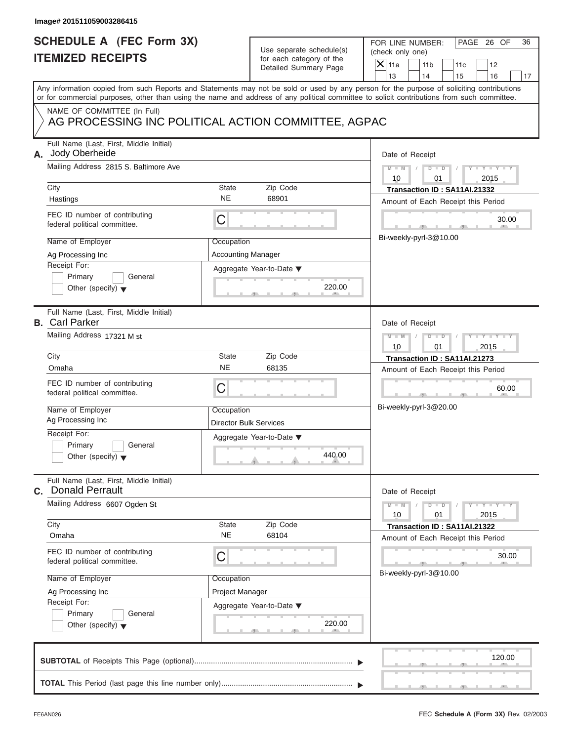Image# 201511059003286415

# SCHEDULE A (FEC Form 3X)
# ITEMIZED RECEIPTS

Use separate schedule(s) for each category of the Detailed Summary Page

FOR LINE NUMBER: (check only one)

- [X] 11a
- [ ] 11b
- [ ] 11c
- [ ] 12
- [ ] 13
- [ ] 14
- [ ] 15
- [ ] 16
- [ ] 17

PAGE 26 OF 36

Any information copied from such Reports and Statements may not be sold or used by any person for the purpose of soliciting contributions or for commercial purposes, other than using the name and address of any political committee to solicit contributions from such committee.

NAME OF COMMITTEE (In Full)
AG PROCESSING INC POLITICAL ACTION COMMITTEE, AGPAC

---

**A.** Full Name (Last, First, Middle Initial): Jody Oberheide

Mailing Address: 2815 S. Baltimore Ave

| City | State | Zip Code |
|---|---|---|
| Hastings | NE | 68901 |

FEC ID number of contributing federal political committee: C

Name of Employer: Ag Processing Inc

Occupation: Accounting Manager

Receipt For: Primary / General / Other (specify)

Aggregate Year-to-Date: 220.00

Date of Receipt: 10 / 01 / 2015

Transaction ID : SA11AI.21332

Amount of Each Receipt this Period: 30.00

Bi-weekly-pyrl-3@10.00

---

**B.** Full Name (Last, First, Middle Initial): Carl Parker

Mailing Address: 17321 M st

| City | State | Zip Code |
|---|---|---|
| Omaha | NE | 68135 |

FEC ID number of contributing federal political committee: C

Name of Employer: Ag Processing Inc

Occupation: Director Bulk Services

Receipt For: Primary / General / Other (specify)

Aggregate Year-to-Date: 440.00

Date of Receipt: 10 / 01 / 2015

Transaction ID : SA11AI.21273

Amount of Each Receipt this Period: 60.00

Bi-weekly-pyrl-3@20.00

---

**C.** Full Name (Last, First, Middle Initial): Donald Perrault

Mailing Address: 6607 Ogden St

| City | State | Zip Code |
|---|---|---|
| Omaha | NE | 68104 |

FEC ID number of contributing federal political committee: C

Name of Employer: Ag Processing Inc

Occupation: Project Manager

Receipt For: Primary / General / Other (specify)

Aggregate Year-to-Date: 220.00

Date of Receipt: 10 / 01 / 2015

Transaction ID : SA11AI.21322

Amount of Each Receipt this Period: 30.00

Bi-weekly-pyrl-3@10.00

---

**SUBTOTAL** of Receipts This Page (optional): 120.00

**TOTAL** This Period (last page this line number only):

FE6AN026 FEC **Schedule A (Form 3X)** Rev. 02/2003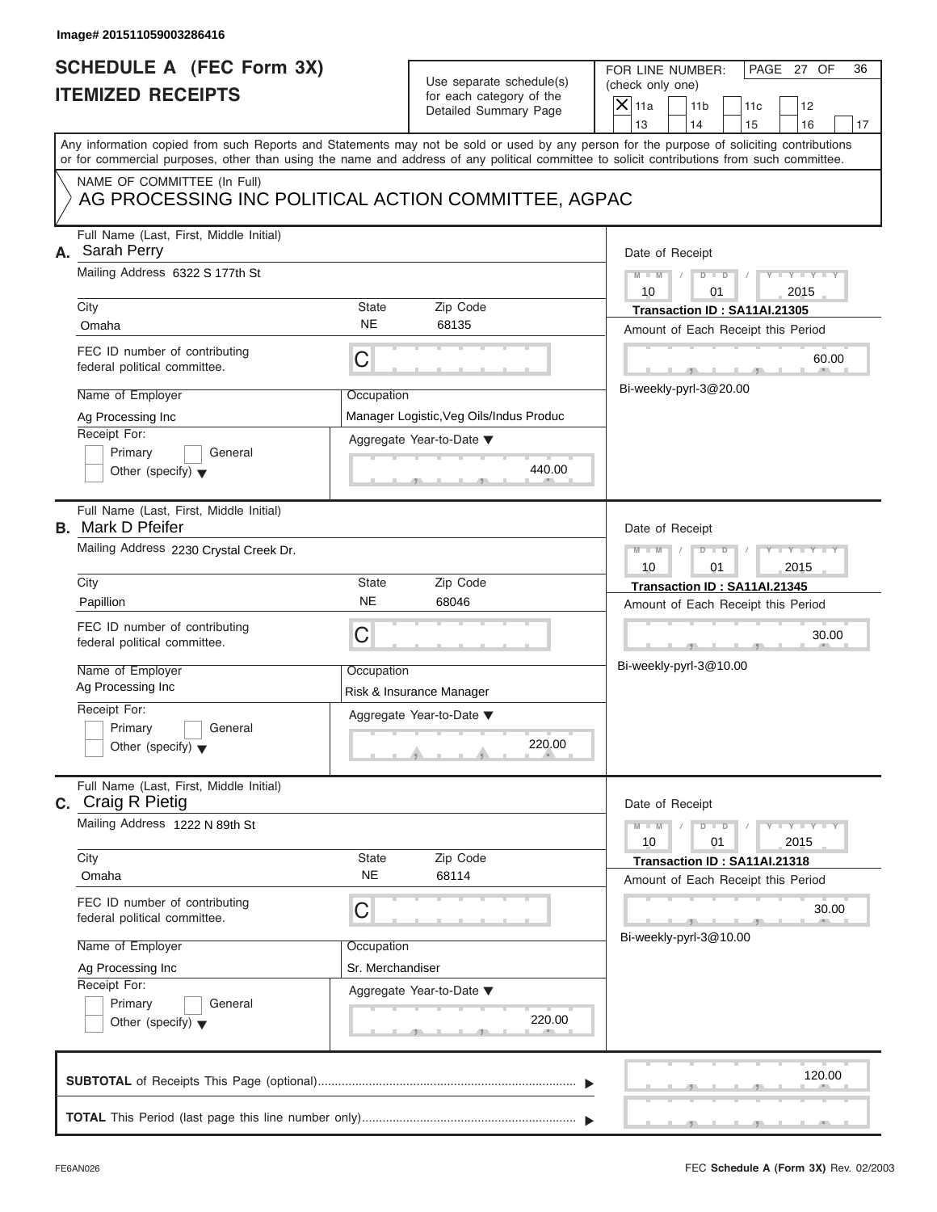Image# 201511059003286416

# SCHEDULE A (FEC Form 3X) ITEMIZED RECEIPTS

Use separate schedule(s) for each category of the Detailed Summary Page

FOR LINE NUMBER: (check only one)

[X] 11a [ ] 11b [ ] 11c [ ] 12 [ ] 13 [ ] 14 [ ] 15 [ ] 16 [ ] 17

PAGE 27 OF 36

Any information copied from such Reports and Statements may not be sold or used by any person for the purpose of soliciting contributions or for commercial purposes, other than using the name and address of any political committee to solicit contributions from such committee.

NAME OF COMMITTEE (In Full)
AG PROCESSING INC POLITICAL ACTION COMMITTEE, AGPAC

## A.

- **Full Name (Last, First, Middle Initial):** Sarah Perry
- **Mailing Address:** 6322 S 177th St
- **City:** Omaha
- **State:** NE
- **Zip Code:** 68135
- **FEC ID number of contributing federal political committee:** C
- **Name of Employer:** Ag Processing Inc
- **Occupation:** Manager Logistic,Veg Oils/Indus Produc
- **Receipt For:** [ ] Primary [ ] General [ ] Other (specify)
- **Aggregate Year-to-Date:** 440.00
- **Date of Receipt:** 10 / 01 / 2015
- **Transaction ID:** SA11AI.21305
- **Amount of Each Receipt this Period:** 60.00
- Bi-weekly-pyrl-3@20.00

## B.

- **Full Name (Last, First, Middle Initial):** Mark D Pfeifer
- **Mailing Address:** 2230 Crystal Creek Dr.
- **City:** Papillion
- **State:** NE
- **Zip Code:** 68046
- **FEC ID number of contributing federal political committee:** C
- **Name of Employer:** Ag Processing Inc
- **Occupation:** Risk & Insurance Manager
- **Receipt For:** [ ] Primary [ ] General [ ] Other (specify)
- **Aggregate Year-to-Date:** 220.00
- **Date of Receipt:** 10 / 01 / 2015
- **Transaction ID:** SA11AI.21345
- **Amount of Each Receipt this Period:** 30.00
- Bi-weekly-pyrl-3@10.00

## C.

- **Full Name (Last, First, Middle Initial):** Craig R Pietig
- **Mailing Address:** 1222 N 89th St
- **City:** Omaha
- **State:** NE
- **Zip Code:** 68114
- **FEC ID number of contributing federal political committee:** C
- **Name of Employer:** Ag Processing Inc
- **Occupation:** Sr. Merchandiser
- **Receipt For:** [ ] Primary [ ] General [ ] Other (specify)
- **Aggregate Year-to-Date:** 220.00
- **Date of Receipt:** 10 / 01 / 2015
- **Transaction ID:** SA11AI.21318
- **Amount of Each Receipt this Period:** 30.00
- Bi-weekly-pyrl-3@10.00

**SUBTOTAL** of Receipts This Page (optional): 120.00

**TOTAL** This Period (last page this line number only):

FE6AN026 FEC **Schedule A** (Form 3X) Rev. 02/2003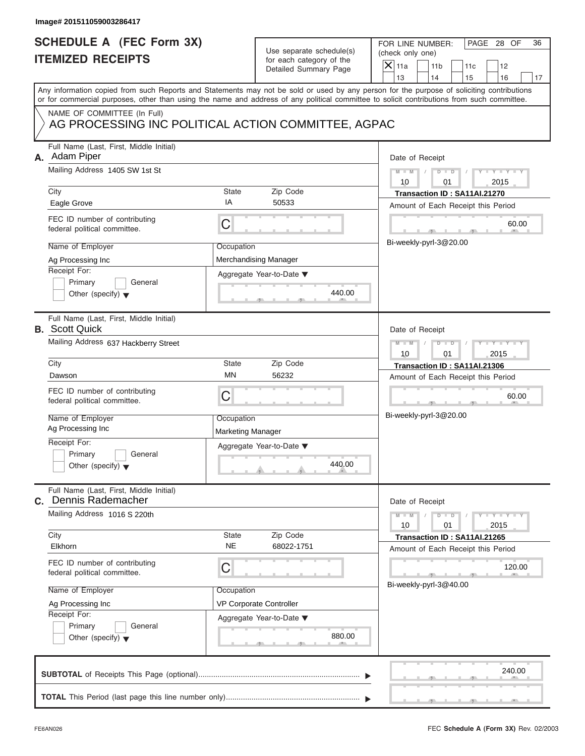Image# 201511059003286417

# SCHEDULE A (FEC Form 3X)
## ITEMIZED RECEIPTS

Use separate schedule(s) for each category of the Detailed Summary Page

FOR LINE NUMBER: (check only one)

- [X] 11a
- [ ] 11b
- [ ] 11c
- [ ] 12
- [ ] 13
- [ ] 14
- [ ] 15
- [ ] 16
- [ ] 17

PAGE 28 OF 36

Any information copied from such Reports and Statements may not be sold or used by any person for the purpose of soliciting contributions or for commercial purposes, other than using the name and address of any political committee to solicit contributions from such committee.

NAME OF COMMITTEE (In Full)
AG PROCESSING INC POLITICAL ACTION COMMITTEE, AGPAC

---

**A.** Full Name (Last, First, Middle Initial): Adam Piper

Mailing Address: 1405 SW 1st St

City: Eagle Grove | State: IA | Zip Code: 50533

FEC ID number of contributing federal political committee: C

Name of Employer: Ag Processing Inc

Occupation: Merchandising Manager

Receipt For: Primary / General / Other (specify)

Aggregate Year-to-Date: 440.00

Date of Receipt: 10 / 01 / 2015

Transaction ID : SA11AI.21270

Amount of Each Receipt this Period: 60.00

Bi-weekly-pyrl-3@20.00

---

**B.** Full Name (Last, First, Middle Initial): Scott Quick

Mailing Address: 637 Hackberry Street

City: Dawson | State: MN | Zip Code: 56232

FEC ID number of contributing federal political committee: C

Name of Employer: Ag Processing Inc

Occupation: Marketing Manager

Receipt For: Primary / General / Other (specify)

Aggregate Year-to-Date: 440.00

Date of Receipt: 10 / 01 / 2015

Transaction ID : SA11AI.21306

Amount of Each Receipt this Period: 60.00

Bi-weekly-pyrl-3@20.00

---

**C.** Full Name (Last, First, Middle Initial): Dennis Rademacher

Mailing Address: 1016 S 220th

City: Elkhorn | State: NE | Zip Code: 68022-1751

FEC ID number of contributing federal political committee: C

Name of Employer: Ag Processing Inc

Occupation: VP Corporate Controller

Receipt For: Primary / General / Other (specify)

Aggregate Year-to-Date: 880.00

Date of Receipt: 10 / 01 / 2015

Transaction ID : SA11AI.21265

Amount of Each Receipt this Period: 120.00

Bi-weekly-pyrl-3@40.00

---

**SUBTOTAL** of Receipts This Page (optional): 240.00

**TOTAL** This Period (last page this line number only):

FE6AN026 FEC **Schedule A** (Form 3X) Rev. 02/2003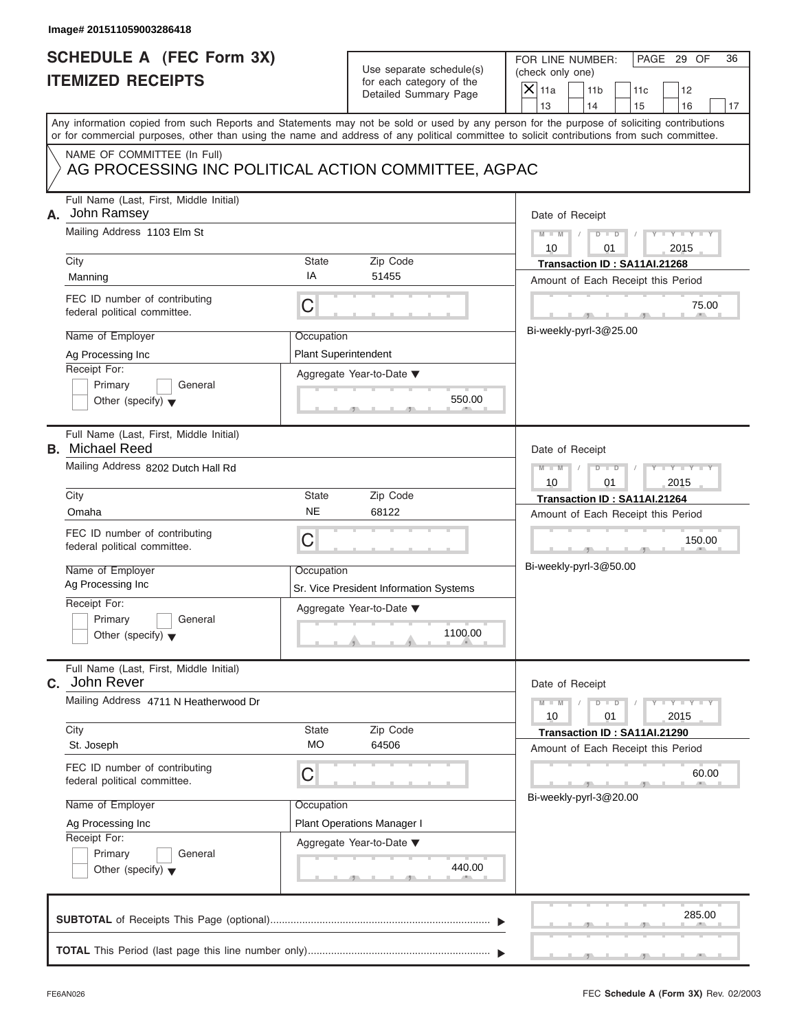Image# 201511059003286418

# SCHEDULE A (FEC Form 3X)
## ITEMIZED RECEIPTS

Use separate schedule(s) for each category of the Detailed Summary Page

FOR LINE NUMBER: (check only one)

| | | | | |
|---|---|---|---|---|
| X 11a | 11b | 11c | 12 | |
| 13 | 14 | 15 | 16 | 17 |

PAGE 29 OF 36

Any information copied from such Reports and Statements may not be sold or used by any person for the purpose of soliciting contributions or for commercial purposes, other than using the name and address of any political committee to solicit contributions from such committee.

NAME OF COMMITTEE (In Full)
AG PROCESSING INC POLITICAL ACTION COMMITTEE, AGPAC

---

**A.** Full Name (Last, First, Middle Initial): John Ramsey

Mailing Address: 1103 Elm St

City: Manning | State: IA | Zip Code: 51455

FEC ID number of contributing federal political committee: C

Name of Employer: Ag Processing Inc

Occupation: Plant Superintendent

Receipt For: Primary / General / Other (specify)

Aggregate Year-to-Date: 550.00

Date of Receipt: 10 / 01 / 2015

Transaction ID : SA11AI.21268

Amount of Each Receipt this Period: 75.00

Bi-weekly-pyrl-3@25.00

---

**B.** Full Name (Last, First, Middle Initial): Michael Reed

Mailing Address: 8202 Dutch Hall Rd

City: Omaha | State: NE | Zip Code: 68122

FEC ID number of contributing federal political committee: C

Name of Employer: Ag Processing Inc

Occupation: Sr. Vice President Information Systems

Receipt For: Primary / General / Other (specify)

Aggregate Year-to-Date: 1100.00

Date of Receipt: 10 / 01 / 2015

Transaction ID : SA11AI.21264

Amount of Each Receipt this Period: 150.00

Bi-weekly-pyrl-3@50.00

---

**C.** Full Name (Last, First, Middle Initial): John Rever

Mailing Address: 4711 N Heatherwood Dr

City: St. Joseph | State: MO | Zip Code: 64506

FEC ID number of contributing federal political committee: C

Name of Employer: Ag Processing Inc

Occupation: Plant Operations Manager I

Receipt For: Primary / General / Other (specify)

Aggregate Year-to-Date: 440.00

Date of Receipt: 10 / 01 / 2015

Transaction ID : SA11AI.21290

Amount of Each Receipt this Period: 60.00

Bi-weekly-pyrl-3@20.00

---

**SUBTOTAL** of Receipts This Page (optional): 285.00

**TOTAL** This Period (last page this line number only):

FE6AN026 FEC **Schedule A** (Form 3X) Rev. 02/2003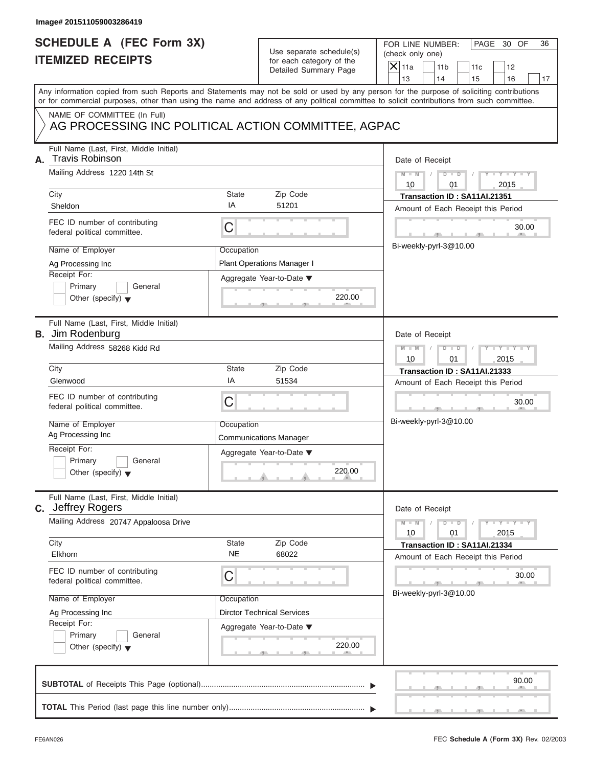Image# 201511059003286419

# SCHEDULE A (FEC Form 3X)
# ITEMIZED RECEIPTS

Use separate schedule(s) for each category of the Detailed Summary Page

FOR LINE NUMBER: (check only one)

- [X] 11a
- [ ] 11b
- [ ] 11c
- [ ] 12
- [ ] 13
- [ ] 14
- [ ] 15
- [ ] 16
- [ ] 17

Any information copied from such Reports and Statements may not be sold or used by any person for the purpose of soliciting contributions or for commercial purposes, other than using the name and address of any political committee to solicit contributions from such committee.

NAME OF COMMITTEE (In Full)

AG PROCESSING INC POLITICAL ACTION COMMITTEE, AGPAC

---

**A.** Full Name (Last, First, Middle Initial): Travis Robinson

Mailing Address: 1220 14th St

| City | State | Zip Code |
|---|---|---|
| Sheldon | IA | 51201 |

FEC ID number of contributing federal political committee: C

Name of Employer: Ag Processing Inc

Occupation: Plant Operations Manager I

Receipt For: Primary / General / Other (specify)

Aggregate Year-to-Date: 220.00

Date of Receipt: 10 / 01 / 2015

Transaction ID : SA11AI.21351

Amount of Each Receipt this Period: 30.00

Bi-weekly-pyrl-3@10.00

---

**B.** Full Name (Last, First, Middle Initial): Jim Rodenburg

Mailing Address: 58268 Kidd Rd

| City | State | Zip Code |
|---|---|---|
| Glenwood | IA | 51534 |

FEC ID number of contributing federal political committee: C

Name of Employer: Ag Processing Inc

Occupation: Communications Manager

Receipt For: Primary / General / Other (specify)

Aggregate Year-to-Date: 220.00

Date of Receipt: 10 / 01 / 2015

Transaction ID : SA11AI.21333

Amount of Each Receipt this Period: 30.00

Bi-weekly-pyrl-3@10.00

---

**C.** Full Name (Last, First, Middle Initial): Jeffrey Rogers

Mailing Address: 20747 Appaloosa Drive

| City | State | Zip Code |
|---|---|---|
| Elkhorn | NE | 68022 |

FEC ID number of contributing federal political committee: C

Name of Employer: Ag Processing Inc

Occupation: Dirctor Technical Services

Receipt For: Primary / General / Other (specify)

Aggregate Year-to-Date: 220.00

Date of Receipt: 10 / 01 / 2015

Transaction ID : SA11AI.21334

Amount of Each Receipt this Period: 30.00

Bi-weekly-pyrl-3@10.00

---

**SUBTOTAL** of Receipts This Page (optional): 90.00

**TOTAL** This Period (last page this line number only):

FE6AN026

FEC **Schedule A** (**Form 3X**) Rev. 02/2003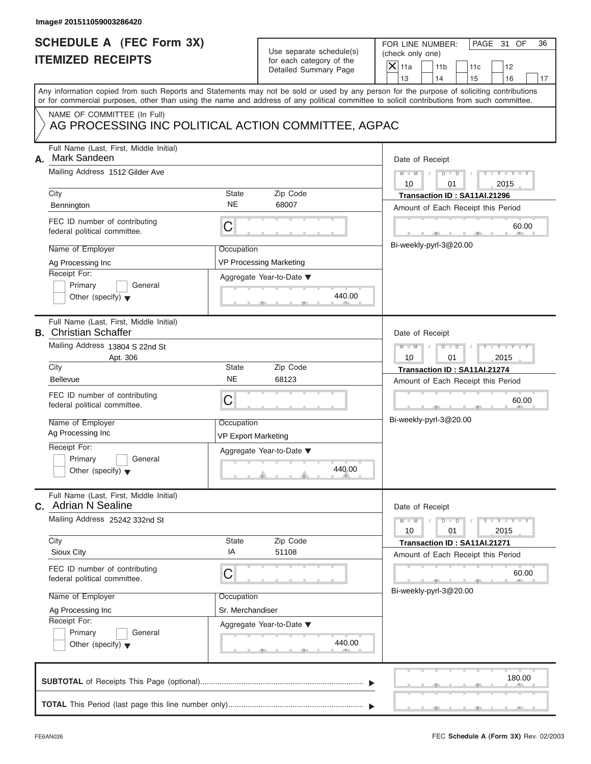Image# 201511059003286420

# SCHEDULE A (FEC Form 3X) ITEMIZED RECEIPTS

Use separate schedule(s) for each category of the Detailed Summary Page

FOR LINE NUMBER: (check only one)

- [X] 11a
- [ ] 11b
- [ ] 11c
- [ ] 12
- [ ] 13
- [ ] 14
- [ ] 15
- [ ] 16
- [ ] 17

Any information copied from such Reports and Statements may not be sold or used by any person for the purpose of soliciting contributions or for commercial purposes, other than using the name and address of any political committee to solicit contributions from such committee.

NAME OF COMMITTEE (In Full)
AG PROCESSING INC POLITICAL ACTION COMMITTEE, AGPAC

---

**A.** Full Name (Last, First, Middle Initial): Mark Sandeen

Mailing Address: 1512 Gilder Ave

City: Bennington | State: NE | Zip Code: 68007

FEC ID number of contributing federal political committee: C

Name of Employer: Ag Processing Inc

Occupation: VP Processing Marketing

Receipt For: Primary / General / Other (specify)

Aggregate Year-to-Date: 440.00

Date of Receipt: 10 / 01 / 2015

Transaction ID : SA11AI.21296

Amount of Each Receipt this Period: 60.00

Bi-weekly-pyrl-3@20.00

---

**B.** Full Name (Last, First, Middle Initial): Christian Schaffer

Mailing Address: 13804 S 22nd St, Apt. 306

City: Bellevue | State: NE | Zip Code: 68123

FEC ID number of contributing federal political committee: C

Name of Employer: Ag Processing Inc

Occupation: VP Export Marketing

Receipt For: Primary / General / Other (specify)

Aggregate Year-to-Date: 440.00

Date of Receipt: 10 / 01 / 2015

Transaction ID : SA11AI.21274

Amount of Each Receipt this Period: 60.00

Bi-weekly-pyrl-3@20.00

---

**C.** Full Name (Last, First, Middle Initial): Adrian N Sealine

Mailing Address: 25242 332nd St

City: Sioux City | State: IA | Zip Code: 51108

FEC ID number of contributing federal political committee: C

Name of Employer: Ag Processing Inc

Occupation: Sr. Merchandiser

Receipt For: Primary / General / Other (specify)

Aggregate Year-to-Date: 440.00

Date of Receipt: 10 / 01 / 2015

Transaction ID : SA11AI.21271

Amount of Each Receipt this Period: 60.00

Bi-weekly-pyrl-3@20.00

---

**SUBTOTAL** of Receipts This Page (optional): 180.00

**TOTAL** This Period (last page this line number only):

FE6AN026 | FEC Schedule A (Form 3X) Rev. 02/2003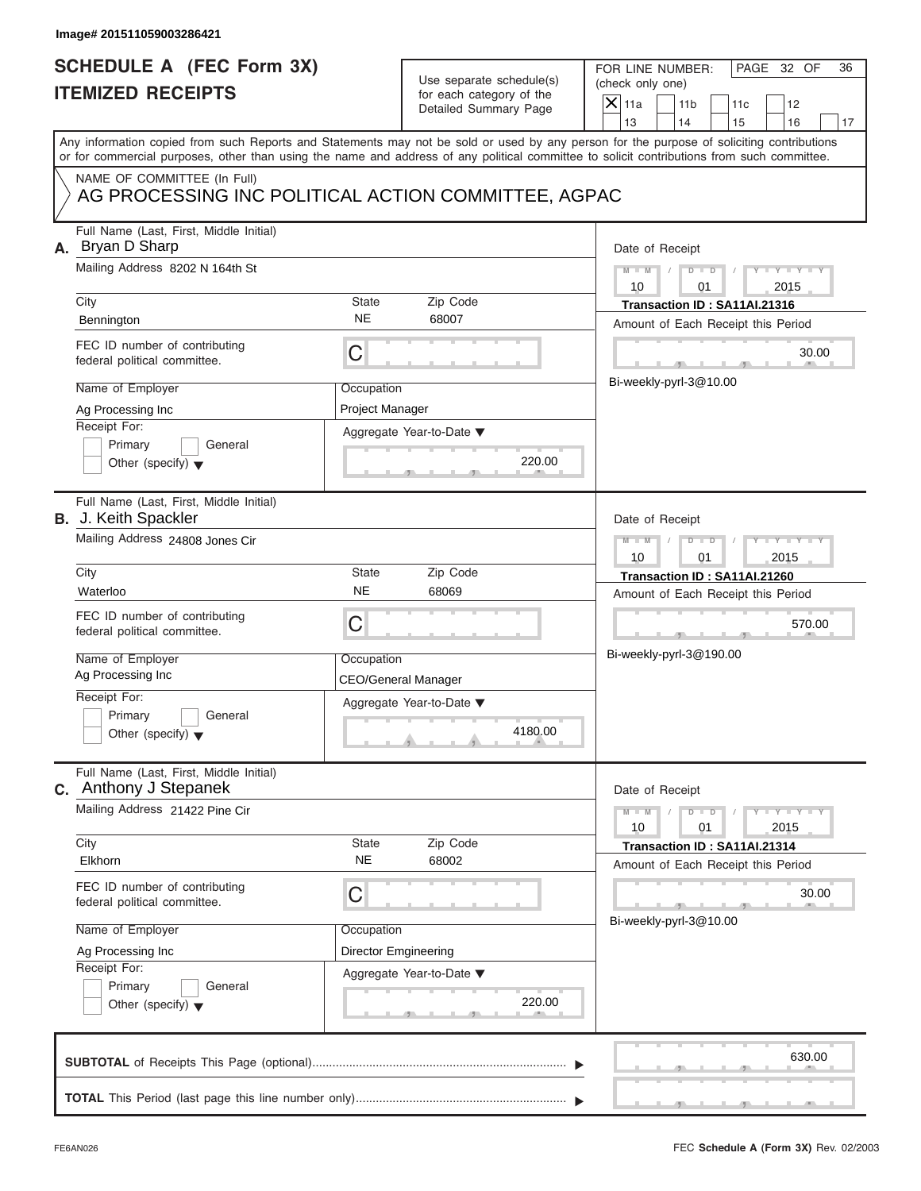Image# 201511059003286421

# SCHEDULE A (FEC Form 3X)
# ITEMIZED RECEIPTS

Use separate schedule(s) for each category of the Detailed Summary Page

FOR LINE NUMBER: (check only one)

- [X] 11a
- [ ] 11b
- [ ] 11c
- [ ] 12
- [ ] 13
- [ ] 14
- [ ] 15
- [ ] 16
- [ ] 17

PAGE 32 OF 36

Any information copied from such Reports and Statements may not be sold or used by any person for the purpose of soliciting contributions or for commercial purposes, other than using the name and address of any political committee to solicit contributions from such committee.

NAME OF COMMITTEE (In Full)
AG PROCESSING INC POLITICAL ACTION COMMITTEE, AGPAC

---

**A.** Full Name (Last, First, Middle Initial): Bryan D Sharp

Mailing Address: 8202 N 164th St

City: Bennington | State: NE | Zip Code: 68007

FEC ID number of contributing federal political committee: C

Name of Employer: Ag Processing Inc

Occupation: Project Manager

Receipt For: Primary / General / Other (specify)

Aggregate Year-to-Date: 220.00

Date of Receipt: 10 / 01 / 2015

Transaction ID : SA11AI.21316

Amount of Each Receipt this Period: 30.00

Bi-weekly-pyrl-3@10.00

---

**B.** Full Name (Last, First, Middle Initial): J. Keith Spackler

Mailing Address: 24808 Jones Cir

City: Waterloo | State: NE | Zip Code: 68069

FEC ID number of contributing federal political committee: C

Name of Employer: Ag Processing Inc

Occupation: CEO/General Manager

Receipt For: Primary / General / Other (specify)

Aggregate Year-to-Date: 4180.00

Date of Receipt: 10 / 01 / 2015

Transaction ID : SA11AI.21260

Amount of Each Receipt this Period: 570.00

Bi-weekly-pyrl-3@190.00

---

**C.** Full Name (Last, First, Middle Initial): Anthony J Stepanek

Mailing Address: 21422 Pine Cir

City: Elkhorn | State: NE | Zip Code: 68002

FEC ID number of contributing federal political committee: C

Name of Employer: Ag Processing Inc

Occupation: Director Emgineering

Receipt For: Primary / General / Other (specify)

Aggregate Year-to-Date: 220.00

Date of Receipt: 10 / 01 / 2015

Transaction ID : SA11AI.21314

Amount of Each Receipt this Period: 30.00

Bi-weekly-pyrl-3@10.00

---

**SUBTOTAL** of Receipts This Page (optional): 630.00

**TOTAL** This Period (last page this line number only):

FE6AN026

FEC **Schedule A** (Form 3X) Rev. 02/2003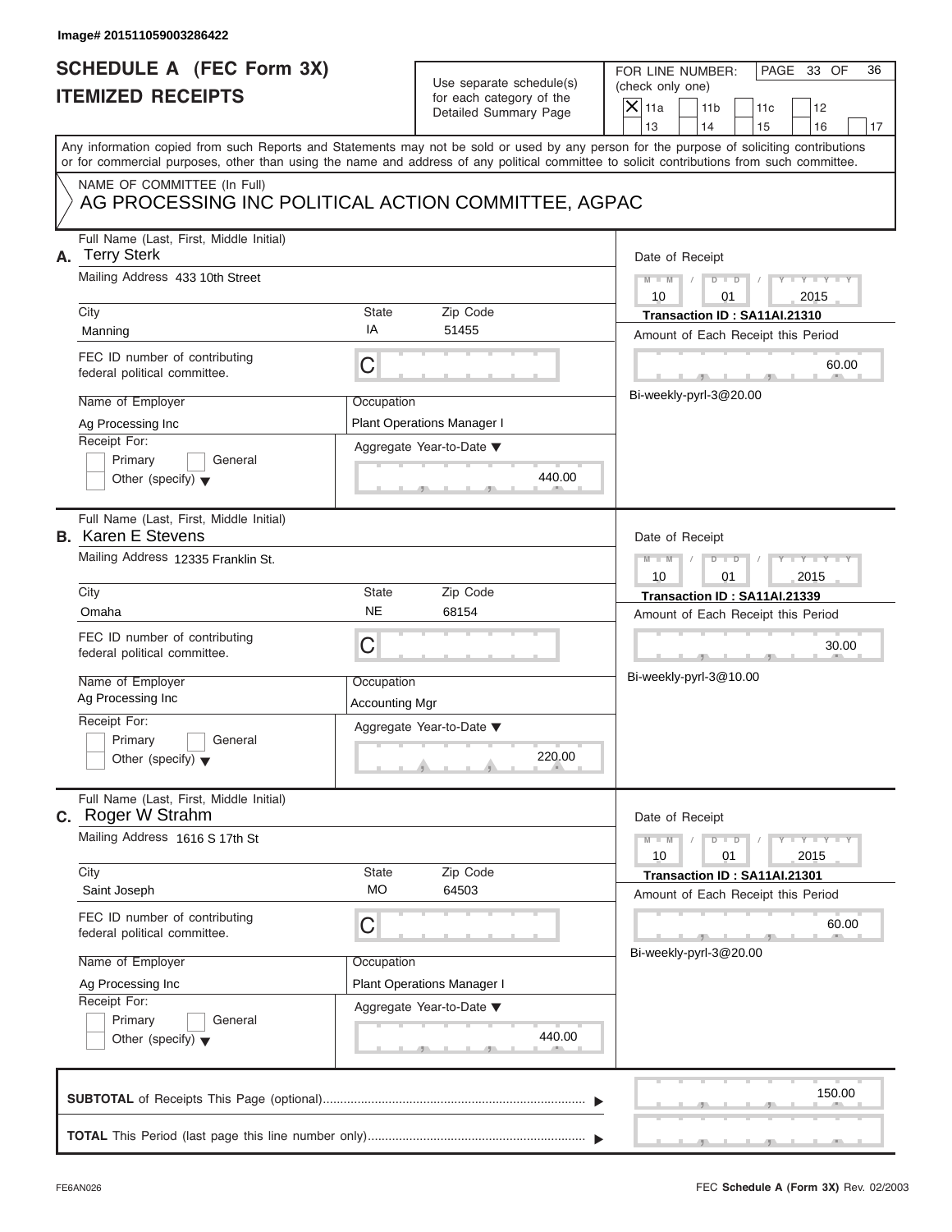Image# 201511059003286422

# SCHEDULE A (FEC Form 3X)
# ITEMIZED RECEIPTS

Use separate schedule(s) for each category of the Detailed Summary Page

FOR LINE NUMBER: (check only one)

- [X] 11a
- [ ] 11b
- [ ] 11c
- [ ] 12
- [ ] 13
- [ ] 14
- [ ] 15
- [ ] 16
- [ ] 17

Any information copied from such Reports and Statements may not be sold or used by any person for the purpose of soliciting contributions or for commercial purposes, other than using the name and address of any political committee to solicit contributions from such committee.

NAME OF COMMITTEE (In Full)

AG PROCESSING INC POLITICAL ACTION COMMITTEE, AGPAC

---

**A.** Full Name (Last, First, Middle Initial): Terry Sterk

Mailing Address: 433 10th Street

City: Manning | State: IA | Zip Code: 51455

FEC ID number of contributing federal political committee: C

Name of Employer: Ag Processing Inc

Occupation: Plant Operations Manager I

Receipt For: Primary / General / Other (specify)

Aggregate Year-to-Date: 440.00

Date of Receipt: 10 / 01 / 2015

Transaction ID : SA11AI.21310

Amount of Each Receipt this Period: 60.00

Bi-weekly-pyrl-3@20.00

---

**B.** Full Name (Last, First, Middle Initial): Karen E Stevens

Mailing Address: 12335 Franklin St.

City: Omaha | State: NE | Zip Code: 68154

FEC ID number of contributing federal political committee: C

Name of Employer: Ag Processing Inc

Occupation: Accounting Mgr

Receipt For: Primary / General / Other (specify)

Aggregate Year-to-Date: 220.00

Date of Receipt: 10 / 01 / 2015

Transaction ID : SA11AI.21339

Amount of Each Receipt this Period: 30.00

Bi-weekly-pyrl-3@10.00

---

**C.** Full Name (Last, First, Middle Initial): Roger W Strahm

Mailing Address: 1616 S 17th St

City: Saint Joseph | State: MO | Zip Code: 64503

FEC ID number of contributing federal political committee: C

Name of Employer: Ag Processing Inc

Occupation: Plant Operations Manager I

Receipt For: Primary / General / Other (specify)

Aggregate Year-to-Date: 440.00

Date of Receipt: 10 / 01 / 2015

Transaction ID : SA11AI.21301

Amount of Each Receipt this Period: 60.00

Bi-weekly-pyrl-3@20.00

---

**SUBTOTAL** of Receipts This Page (optional): 150.00

**TOTAL** This Period (last page this line number only):

FE6AN026

FEC **Schedule A (Form 3X)** Rev. 02/2003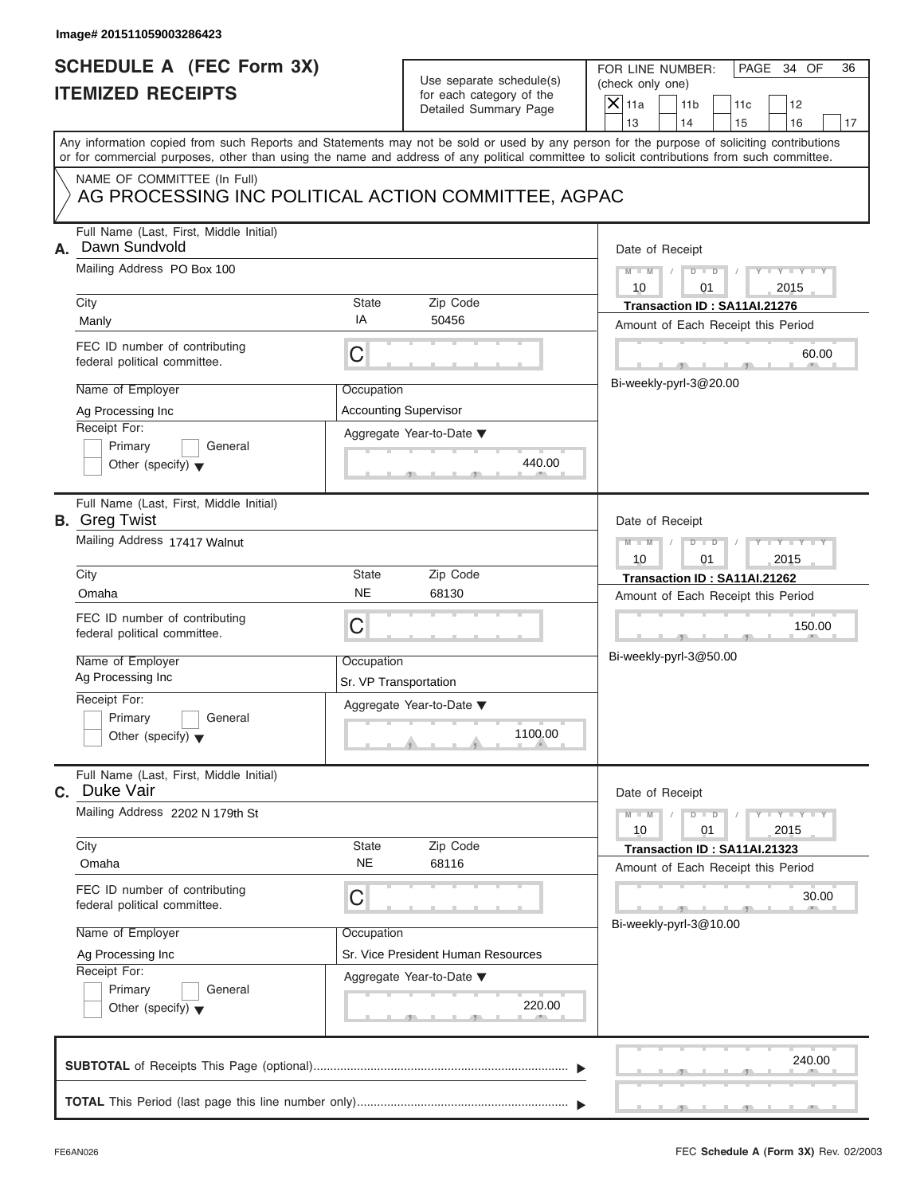Image# 201511059003286423

# SCHEDULE A (FEC Form 3X)
## ITEMIZED RECEIPTS

Use separate schedule(s) for each category of the Detailed Summary Page

FOR LINE NUMBER: (check only one)

- [X] 11a
- [ ] 11b
- [ ] 11c
- [ ] 12
- [ ] 13
- [ ] 14
- [ ] 15
- [ ] 16
- [ ] 17

Any information copied from such Reports and Statements may not be sold or used by any person for the purpose of soliciting contributions or for commercial purposes, other than using the name and address of any political committee to solicit contributions from such committee.

NAME OF COMMITTEE (In Full)
AG PROCESSING INC POLITICAL ACTION COMMITTEE, AGPAC

---

**A.** Full Name (Last, First, Middle Initial): Dawn Sundvold

Mailing Address: PO Box 100

City: Manly | State: IA | Zip Code: 50456

FEC ID number of contributing federal political committee: C

Name of Employer: Ag Processing Inc

Occupation: Accounting Supervisor

Receipt For: Primary / General / Other (specify)

Aggregate Year-to-Date: 440.00

Date of Receipt: 10 / 01 / 2015

Transaction ID : SA11AI.21276

Amount of Each Receipt this Period: 60.00

Bi-weekly-pyrl-3@20.00

---

**B.** Full Name (Last, First, Middle Initial): Greg Twist

Mailing Address: 17417 Walnut

City: Omaha | State: NE | Zip Code: 68130

FEC ID number of contributing federal political committee: C

Name of Employer: Ag Processing Inc

Occupation: Sr. VP Transportation

Receipt For: Primary / General / Other (specify)

Aggregate Year-to-Date: 1100.00

Date of Receipt: 10 / 01 / 2015

Transaction ID : SA11AI.21262

Amount of Each Receipt this Period: 150.00

Bi-weekly-pyrl-3@50.00

---

**C.** Full Name (Last, First, Middle Initial): Duke Vair

Mailing Address: 2202 N 179th St

City: Omaha | State: NE | Zip Code: 68116

FEC ID number of contributing federal political committee: C

Name of Employer: Ag Processing Inc

Occupation: Sr. Vice President Human Resources

Receipt For: Primary / General / Other (specify)

Aggregate Year-to-Date: 220.00

Date of Receipt: 10 / 01 / 2015

Transaction ID : SA11AI.21323

Amount of Each Receipt this Period: 30.00

Bi-weekly-pyrl-3@10.00

---

**SUBTOTAL** of Receipts This Page (optional): 240.00

**TOTAL** This Period (last page this line number only):

FE6AN026 — FEC **Schedule A** (Form 3X) Rev. 02/2003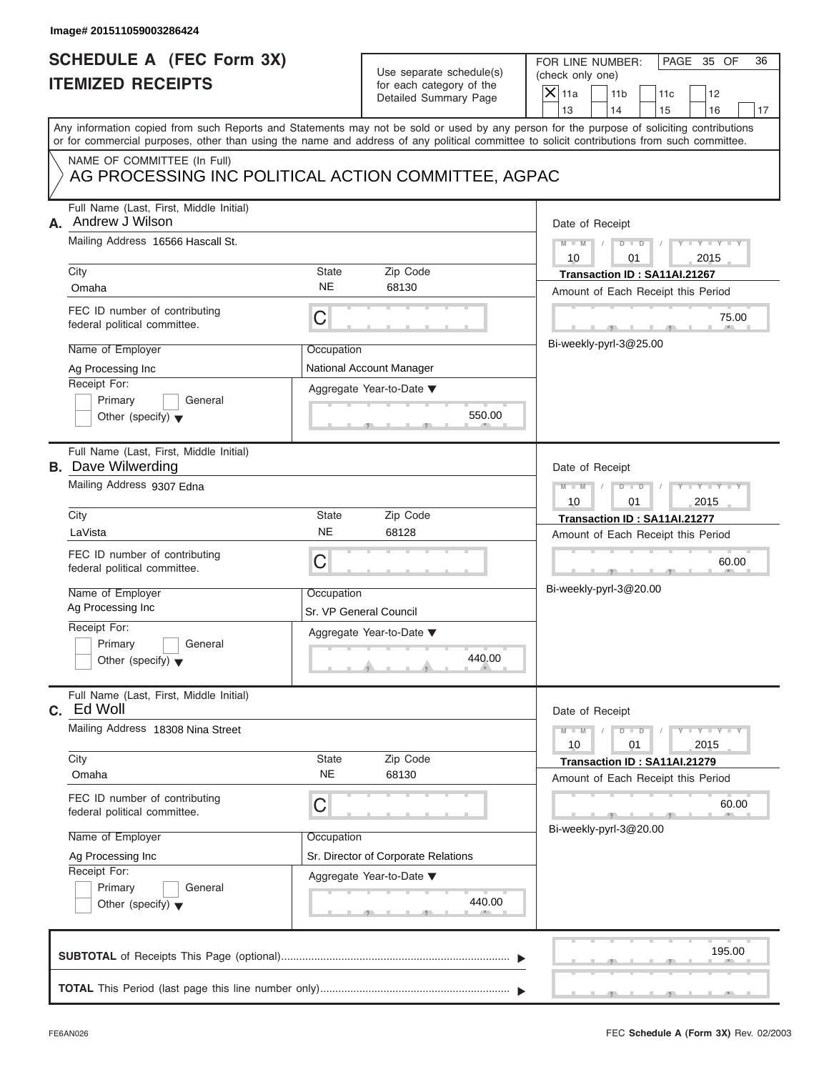Image# 201511059003286424

# SCHEDULE A (FEC Form 3X)
# ITEMIZED RECEIPTS

Use separate schedule(s) for each category of the Detailed Summary Page

FOR LINE NUMBER: (check only one)

- [X] 11a
- [ ] 11b
- [ ] 11c
- [ ] 12
- [ ] 13
- [ ] 14
- [ ] 15
- [ ] 16
- [ ] 17

PAGE 35 OF 36

Any information copied from such Reports and Statements may not be sold or used by any person for the purpose of soliciting contributions or for commercial purposes, other than using the name and address of any political committee to solicit contributions from such committee.

NAME OF COMMITTEE (In Full)
AG PROCESSING INC POLITICAL ACTION COMMITTEE, AGPAC

---

**A.** Full Name (Last, First, Middle Initial): Andrew J Wilson

Mailing Address: 16566 Hascall St.

City: Omaha | State: NE | Zip Code: 68130

FEC ID number of contributing federal political committee: C

Name of Employer: Ag Processing Inc

Occupation: National Account Manager

Receipt For: [ ] Primary [ ] General [ ] Other (specify)

Aggregate Year-to-Date: 550.00

Date of Receipt: 10 / 01 / 2015

Transaction ID : SA11AI.21267

Amount of Each Receipt this Period: 75.00

Bi-weekly-pyrl-3@25.00

---

**B.** Full Name (Last, First, Middle Initial): Dave Wilwerding

Mailing Address: 9307 Edna

City: LaVista | State: NE | Zip Code: 68128

FEC ID number of contributing federal political committee: C

Name of Employer: Ag Processing Inc

Occupation: Sr. VP General Council

Receipt For: [ ] Primary [ ] General [ ] Other (specify)

Aggregate Year-to-Date: 440.00

Date of Receipt: 10 / 01 / 2015

Transaction ID : SA11AI.21277

Amount of Each Receipt this Period: 60.00

Bi-weekly-pyrl-3@20.00

---

**C.** Full Name (Last, First, Middle Initial): Ed Woll

Mailing Address: 18308 Nina Street

City: Omaha | State: NE | Zip Code: 68130

FEC ID number of contributing federal political committee: C

Name of Employer: Ag Processing Inc

Occupation: Sr. Director of Corporate Relations

Receipt For: [ ] Primary [ ] General [ ] Other (specify)

Aggregate Year-to-Date: 440.00

Date of Receipt: 10 / 01 / 2015

Transaction ID : SA11AI.21279

Amount of Each Receipt this Period: 60.00

Bi-weekly-pyrl-3@20.00

---

**SUBTOTAL** of Receipts This Page (optional): 195.00

**TOTAL** This Period (last page this line number only):

FE6AN026 FEC **Schedule A** (Form 3X) Rev. 02/2003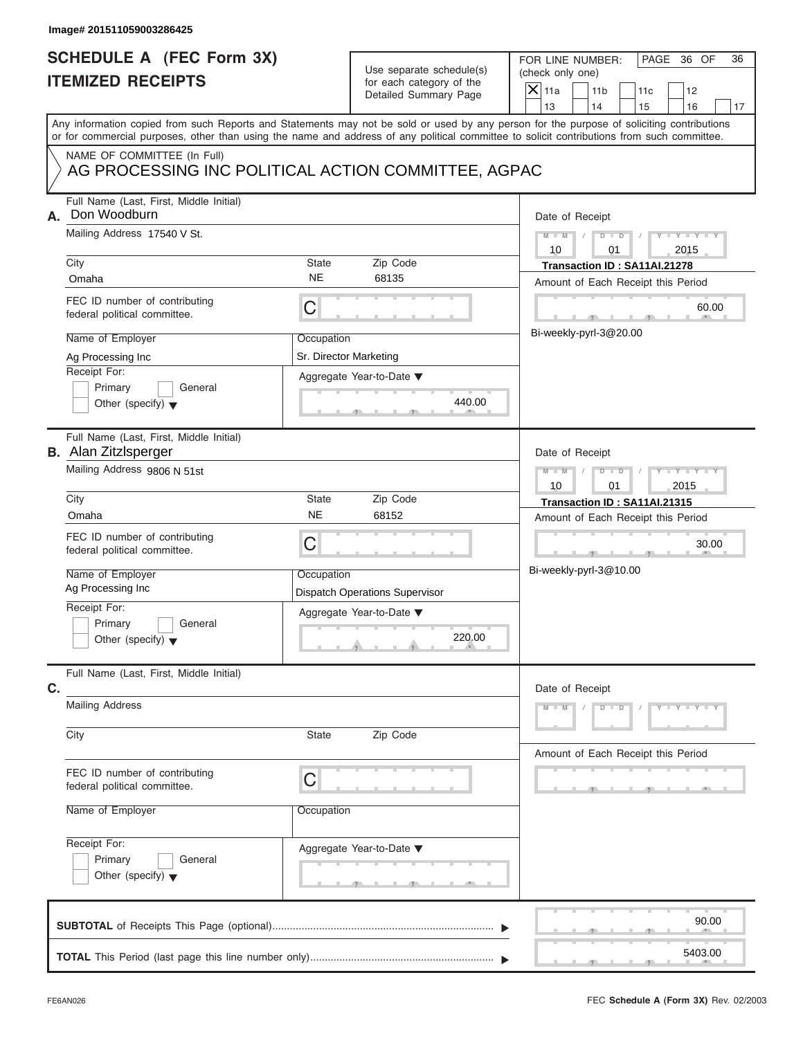Image# 201511059003286425

# SCHEDULE A (FEC Form 3X)
# ITEMIZED RECEIPTS

Use separate schedule(s) for each category of the Detailed Summary Page

FOR LINE NUMBER: (check only one)

- [X] 11a
- [ ] 11b
- [ ] 11c
- [ ] 12
- [ ] 13
- [ ] 14
- [ ] 15
- [ ] 16
- [ ] 17

Any information copied from such Reports and Statements may not be sold or used by any person for the purpose of soliciting contributions or for commercial purposes, other than using the name and address of any political committee to solicit contributions from such committee.

NAME OF COMMITTEE (In Full)
AG PROCESSING INC POLITICAL ACTION COMMITTEE, AGPAC

---

**A.** Full Name (Last, First, Middle Initial): Don Woodburn

Mailing Address: 17540 V St.

City: Omaha | State: NE | Zip Code: 68135

FEC ID number of contributing federal political committee: C

Name of Employer: Ag Processing Inc

Occupation: Sr. Director Marketing

Receipt For: Primary / General / Other (specify)

Aggregate Year-to-Date: 440.00

Date of Receipt: 10 / 01 / 2015

Transaction ID : SA11AI.21278

Amount of Each Receipt this Period: 60.00

Bi-weekly-pyrl-3@20.00

---

**B.** Full Name (Last, First, Middle Initial): Alan Zitzlsperger

Mailing Address: 9806 N 51st

City: Omaha | State: NE | Zip Code: 68152

FEC ID number of contributing federal political committee: C

Name of Employer: Ag Processing Inc

Occupation: Dispatch Operations Supervisor

Receipt For: Primary / General / Other (specify)

Aggregate Year-to-Date: 220.00

Date of Receipt: 10 / 01 / 2015

Transaction ID : SA11AI.21315

Amount of Each Receipt this Period: 30.00

Bi-weekly-pyrl-3@10.00

---

**C.** Full Name (Last, First, Middle Initial):

Mailing Address:

City: | State: | Zip Code:

FEC ID number of contributing federal political committee: C

Name of Employer:

Occupation:

Receipt For: Primary / General / Other (specify)

Aggregate Year-to-Date:

Date of Receipt:

Amount of Each Receipt this Period:

---

**SUBTOTAL** of Receipts This Page (optional): 90.00

**TOTAL** This Period (last page this line number only): 5403.00

FE6AN026

FEC **Schedule A** (Form 3X) Rev. 02/2003